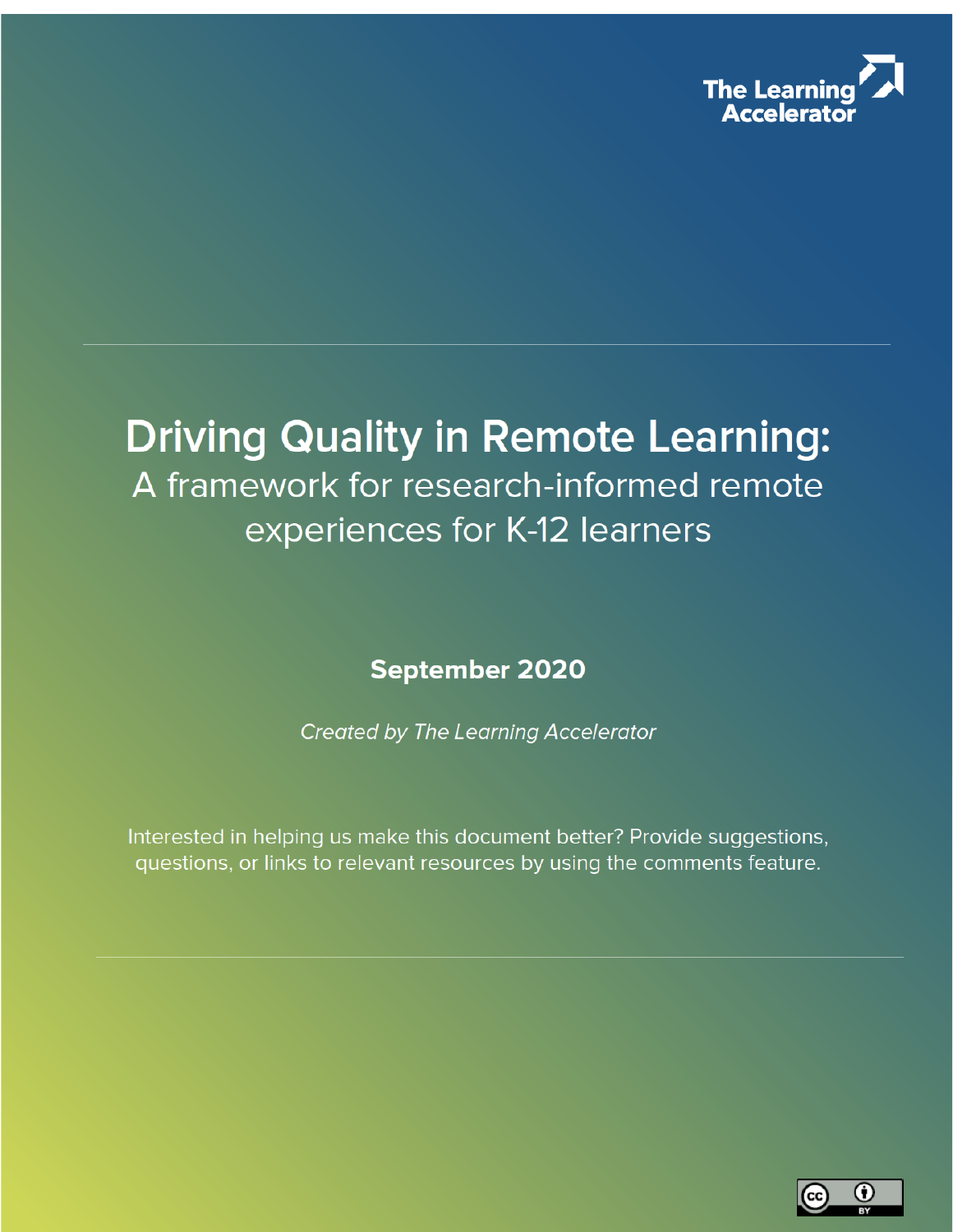The Learning Accelerator

# Driving Quality in Remote Learning:

## A framework for research-informed remote experiences for K-12 learners

**September 2020**

*Created by The Learning Accelerator*

Interested in helping us make this document better? Provide suggestions, questions, or links to relevant resources by using the comments feature.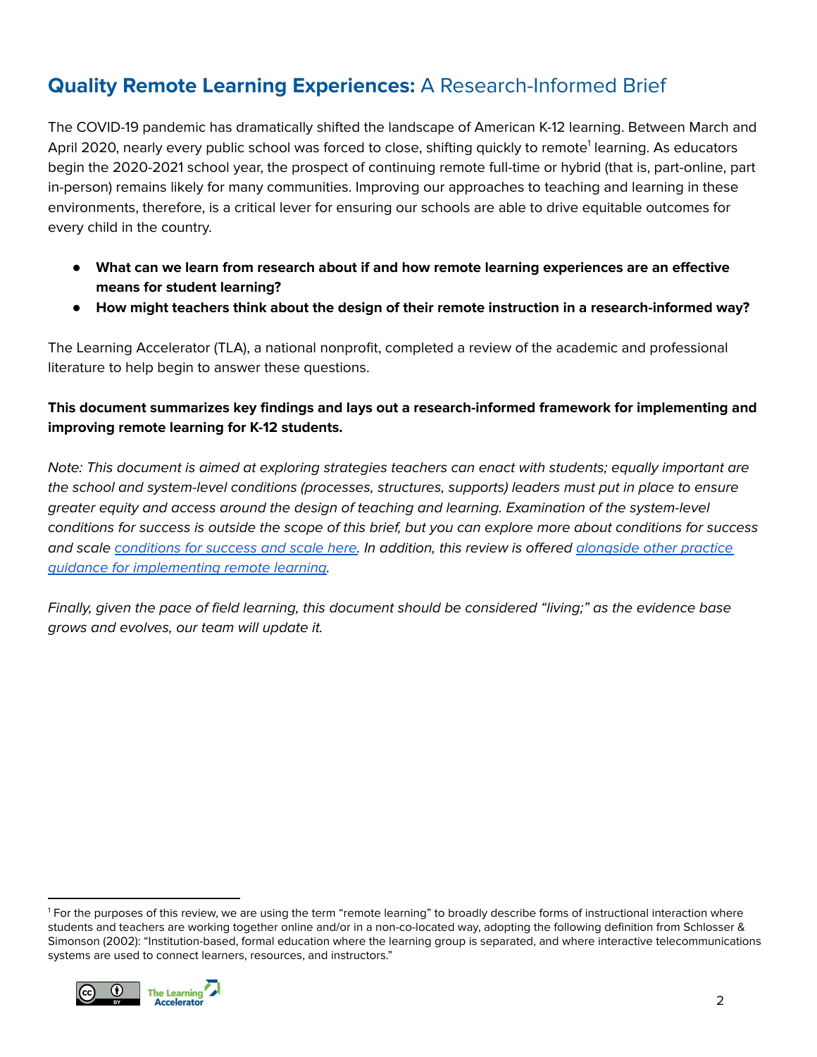# **Quality Remote Learning Experiences:** A Research-Informed Brief

The COVID-19 pandemic has dramatically shifted the landscape of American K-12 learning. Between March and April 2020, nearly every public school was forced to close, shifting quickly to remote[1] learning. As educators begin the 2020-2021 school year, the prospect of continuing remote full-time or hybrid (that is, part-online, part in-person) remains likely for many communities. Improving our approaches to teaching and learning in these environments, therefore, is a critical lever for ensuring our schools are able to drive equitable outcomes for every child in the country.

- **What can we learn from research about if and how remote learning experiences are an effective means for student learning?**
- **How might teachers think about the design of their remote instruction in a research-informed way?**

The Learning Accelerator (TLA), a national nonprofit, completed a review of the academic and professional literature to help begin to answer these questions.

**This document summarizes key findings and lays out a research-informed framework for implementing and improving remote learning for K-12 students.**

*Note: This document is aimed at exploring strategies teachers can enact with students; equally important are the school and system-level conditions (processes, structures, supports) leaders must put in place to ensure greater equity and access around the design of teaching and learning. Examination of the system-level conditions for success is outside the scope of this brief, but you can explore more about conditions for success and scale conditions for success and scale here. In addition, this review is offered alongside other practice guidance for implementing remote learning.*

*Finally, given the pace of field learning, this document should be considered "living;" as the evidence base grows and evolves, our team will update it.*

---

[1] For the purposes of this review, we are using the term "remote learning" to broadly describe forms of instructional interaction where students and teachers are working together online and/or in a non-co-located way, adopting the following definition from Schlosser & Simonson (2002): "Institution-based, formal education where the learning group is separated, and where interactive telecommunications systems are used to connect learners, resources, and instructors."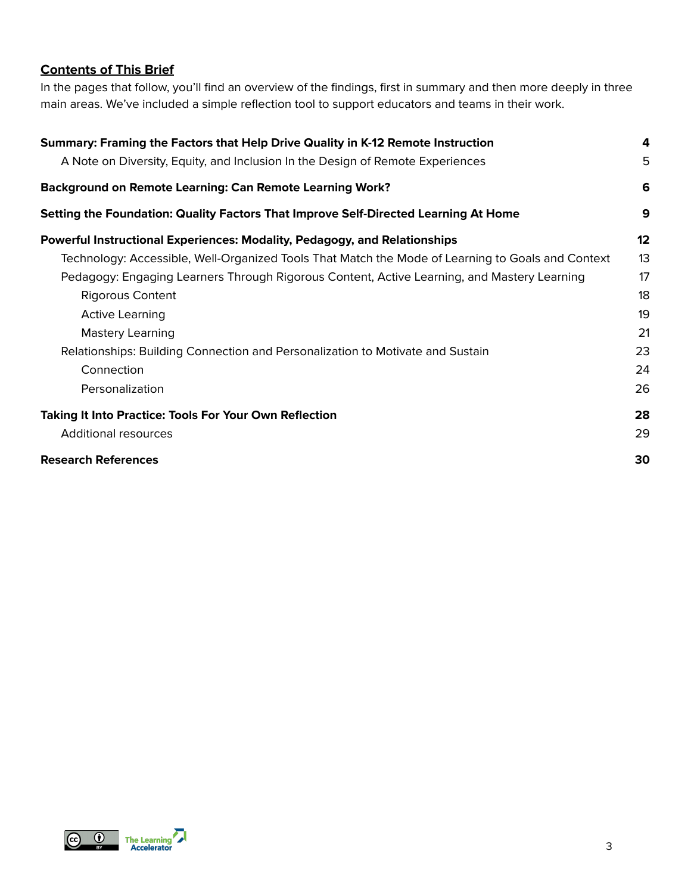## Contents of This Brief

In the pages that follow, you'll find an overview of the findings, first in summary and then more deeply in three main areas. We've included a simple reflection tool to support educators and teams in their work.

| | |
|---|---|
| **Summary: Framing the Factors that Help Drive Quality in K-12 Remote Instruction** | **4** |
| A Note on Diversity, Equity, and Inclusion In the Design of Remote Experiences | 5 |
| **Background on Remote Learning: Can Remote Learning Work?** | **6** |
| **Setting the Foundation: Quality Factors That Improve Self-Directed Learning At Home** | **9** |
| **Powerful Instructional Experiences: Modality, Pedagogy, and Relationships** | **12** |
| Technology: Accessible, Well-Organized Tools That Match the Mode of Learning to Goals and Context | 13 |
| Pedagogy: Engaging Learners Through Rigorous Content, Active Learning, and Mastery Learning | 17 |
| Rigorous Content | 18 |
| Active Learning | 19 |
| Mastery Learning | 21 |
| Relationships: Building Connection and Personalization to Motivate and Sustain | 23 |
| Connection | 24 |
| Personalization | 26 |
| **Taking It Into Practice: Tools For Your Own Reflection** | **28** |
| Additional resources | 29 |
| **Research References** | **30** |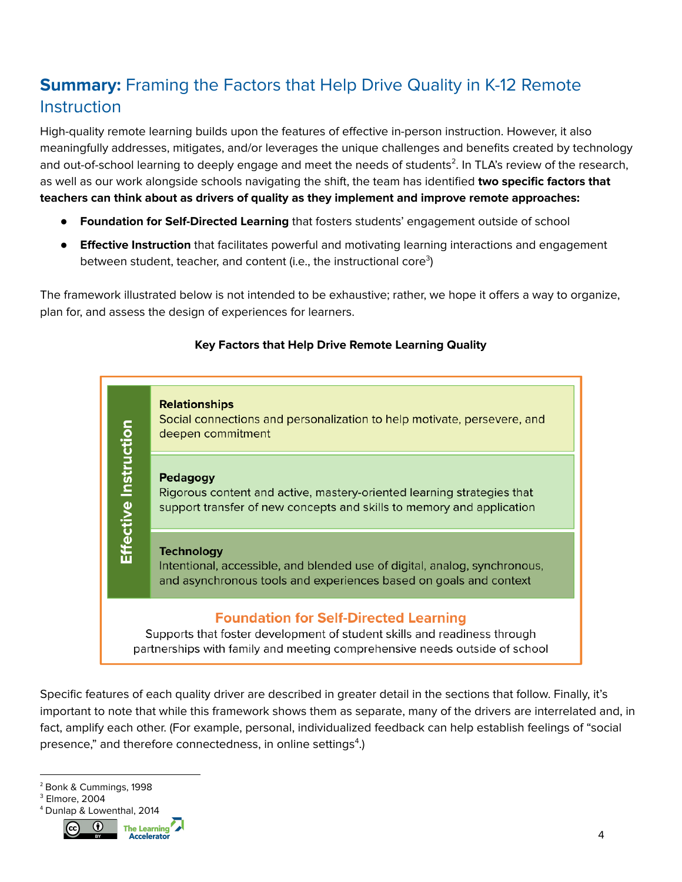## **Summary:** Framing the Factors that Help Drive Quality in K-12 Remote Instruction

High-quality remote learning builds upon the features of effective in-person instruction. However, it also meaningfully addresses, mitigates, and/or leverages the unique challenges and benefits created by technology and out-of-school learning to deeply engage and meet the needs of students[2]. In TLA's review of the research, as well as our work alongside schools navigating the shift, the team has identified **two specific factors that teachers can think about as drivers of quality as they implement and improve remote approaches:**

- **Foundation for Self-Directed Learning** that fosters students' engagement outside of school
- **Effective Instruction** that facilitates powerful and motivating learning interactions and engagement between student, teacher, and content (i.e., the instructional core[3])

The framework illustrated below is not intended to be exhaustive; rather, we hope it offers a way to organize, plan for, and assess the design of experiences for learners.

**Key Factors that Help Drive Remote Learning Quality**

| Effective Instruction | |
|---|---|
| | **Relationships**<br>Social connections and personalization to help motivate, persevere, and deepen commitment |
| | **Pedagogy**<br>Rigorous content and active, mastery-oriented learning strategies that support transfer of new concepts and skills to memory and application |
| | **Technology**<br>Intentional, accessible, and blended use of digital, analog, synchronous, and asynchronous tools and experiences based on goals and context |

**Foundation for Self-Directed Learning**
Supports that foster development of student skills and readiness through partnerships with family and meeting comprehensive needs outside of school

Specific features of each quality driver are described in greater detail in the sections that follow. Finally, it's important to note that while this framework shows them as separate, many of the drivers are interrelated and, in fact, amplify each other. (For example, personal, individualized feedback can help establish feelings of "social presence," and therefore connectedness, in online settings[4].)

[2] Bonk & Cummings, 1998
[3] Elmore, 2004
[4] Dunlap & Lowenthal, 2014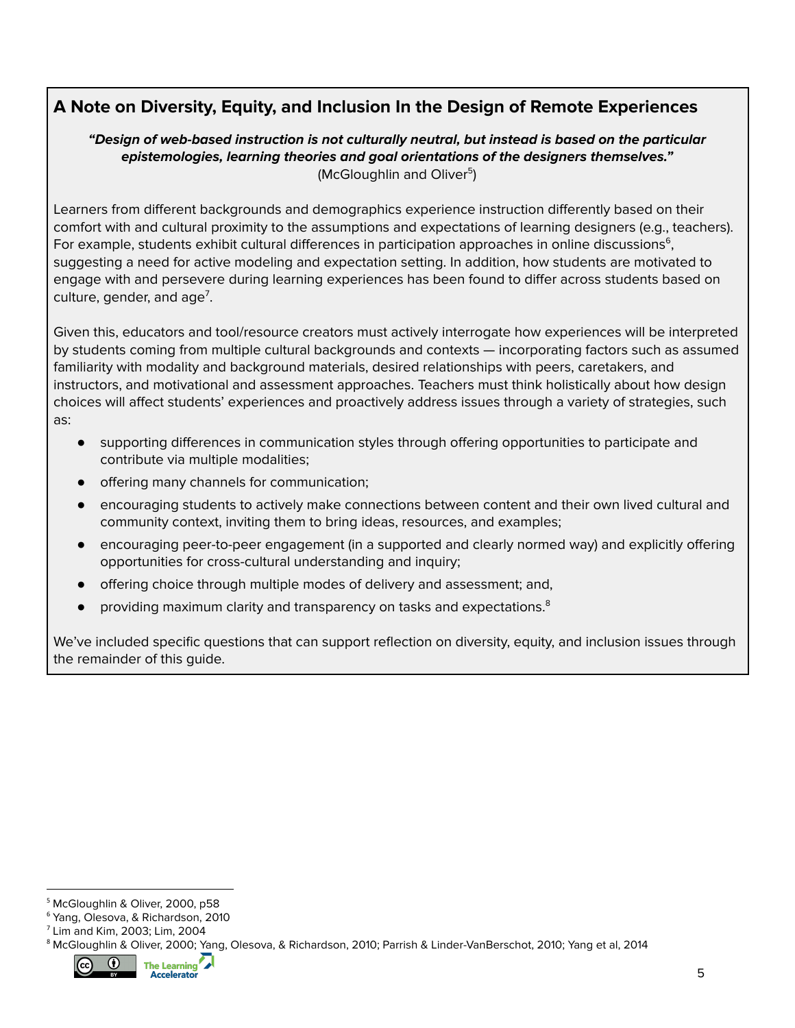## A Note on Diversity, Equity, and Inclusion In the Design of Remote Experiences

***"Design of web-based instruction is not culturally neutral, but instead is based on the particular epistemologies, learning theories and goal orientations of the designers themselves."***
(McGloughlin and Oliver[5])

Learners from different backgrounds and demographics experience instruction differently based on their comfort with and cultural proximity to the assumptions and expectations of learning designers (e.g., teachers). For example, students exhibit cultural differences in participation approaches in online discussions[6], suggesting a need for active modeling and expectation setting. In addition, how students are motivated to engage with and persevere during learning experiences has been found to differ across students based on culture, gender, and age[7].

Given this, educators and tool/resource creators must actively interrogate how experiences will be interpreted by students coming from multiple cultural backgrounds and contexts — incorporating factors such as assumed familiarity with modality and background materials, desired relationships with peers, caretakers, and instructors, and motivational and assessment approaches. Teachers must think holistically about how design choices will affect students' experiences and proactively address issues through a variety of strategies, such as:

- supporting differences in communication styles through offering opportunities to participate and contribute via multiple modalities;
- offering many channels for communication;
- encouraging students to actively make connections between content and their own lived cultural and community context, inviting them to bring ideas, resources, and examples;
- encouraging peer-to-peer engagement (in a supported and clearly normed way) and explicitly offering opportunities for cross-cultural understanding and inquiry;
- offering choice through multiple modes of delivery and assessment; and,
- providing maximum clarity and transparency on tasks and expectations.[8]

We've included specific questions that can support reflection on diversity, equity, and inclusion issues through the remainder of this guide.

---

[5] McGloughlin & Oliver, 2000, p58
[6] Yang, Olesova, & Richardson, 2010
[7] Lim and Kim, 2003; Lim, 2004
[8] McGloughlin & Oliver, 2000; Yang, Olesova, & Richardson, 2010; Parrish & Linder-VanBerschot, 2010; Yang et al, 2014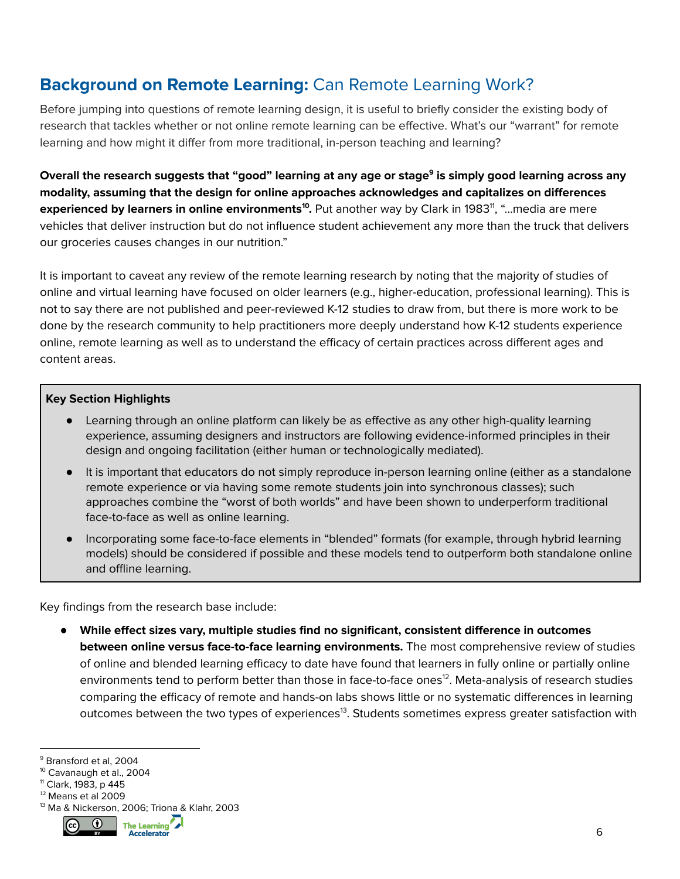## **Background on Remote Learning:** Can Remote Learning Work?

Before jumping into questions of remote learning design, it is useful to briefly consider the existing body of research that tackles whether or not online remote learning can be effective. What's our "warrant" for remote learning and how might it differ from more traditional, in-person teaching and learning?

**Overall the research suggests that "good" learning at any age or stage[9] is simply good learning across any modality, assuming that the design for online approaches acknowledges and capitalizes on differences experienced by learners in online environments[10].** Put another way by Clark in 1983[11], "...media are mere vehicles that deliver instruction but do not influence student achievement any more than the truck that delivers our groceries causes changes in our nutrition."

It is important to caveat any review of the remote learning research by noting that the majority of studies of online and virtual learning have focused on older learners (e.g., higher-education, professional learning). This is not to say there are not published and peer-reviewed K-12 studies to draw from, but there is more work to be done by the research community to help practitioners more deeply understand how K-12 students experience online, remote learning as well as to understand the efficacy of certain practices across different ages and content areas.

> **Key Section Highlights**
>
> - Learning through an online platform can likely be as effective as any other high-quality learning experience, assuming designers and instructors are following evidence-informed principles in their design and ongoing facilitation (either human or technologically mediated).
> - It is important that educators do not simply reproduce in-person learning online (either as a standalone remote experience or via having some remote students join into synchronous classes); such approaches combine the "worst of both worlds" and have been shown to underperform traditional face-to-face as well as online learning.
> - Incorporating some face-to-face elements in "blended" formats (for example, through hybrid learning models) should be considered if possible and these models tend to outperform both standalone online and offline learning.

Key findings from the research base include:

- **While effect sizes vary, multiple studies find no significant, consistent difference in outcomes between online versus face-to-face learning environments.** The most comprehensive review of studies of online and blended learning efficacy to date have found that learners in fully online or partially online environments tend to perform better than those in face-to-face ones[12]. Meta-analysis of research studies comparing the efficacy of remote and hands-on labs shows little or no systematic differences in learning outcomes between the two types of experiences[13]. Students sometimes express greater satisfaction with

---

[9] Bransford et al, 2004
[10] Cavanaugh et al., 2004
[11] Clark, 1983, p 445
[12] Means et al 2009
[13] Ma & Nickerson, 2006; Triona & Klahr, 2003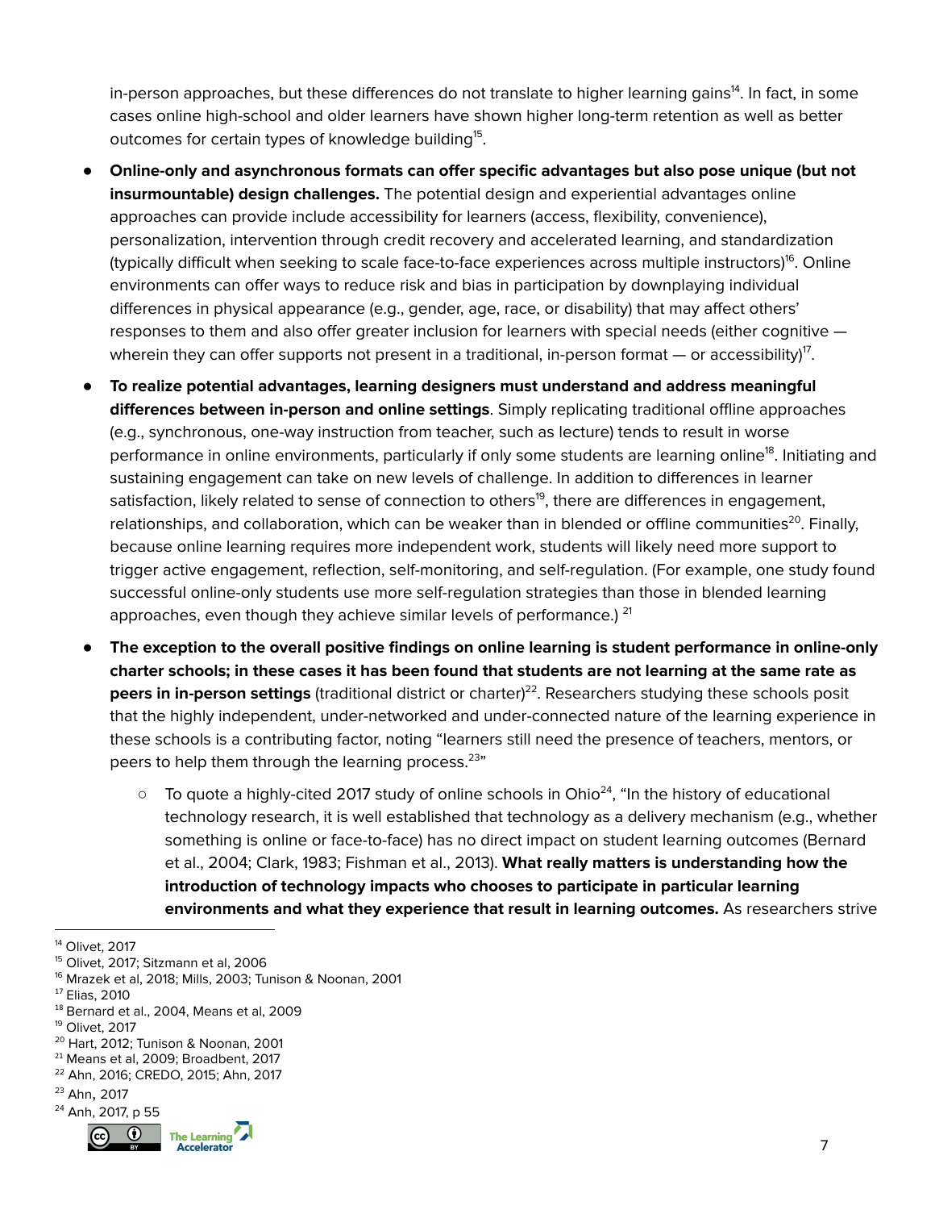in-person approaches, but these differences do not translate to higher learning gains[14]. In fact, in some cases online high-school and older learners have shown higher long-term retention as well as better outcomes for certain types of knowledge building[15].

- **Online-only and asynchronous formats can offer specific advantages but also pose unique (but not insurmountable) design challenges.** The potential design and experiential advantages online approaches can provide include accessibility for learners (access, flexibility, convenience), personalization, intervention through credit recovery and accelerated learning, and standardization (typically difficult when seeking to scale face-to-face experiences across multiple instructors)[16]. Online environments can offer ways to reduce risk and bias in participation by downplaying individual differences in physical appearance (e.g., gender, age, race, or disability) that may affect others' responses to them and also offer greater inclusion for learners with special needs (either cognitive — wherein they can offer supports not present in a traditional, in-person format — or accessibility)[17].
- **To realize potential advantages, learning designers must understand and address meaningful differences between in-person and online settings**. Simply replicating traditional offline approaches (e.g., synchronous, one-way instruction from teacher, such as lecture) tends to result in worse performance in online environments, particularly if only some students are learning online[18]. Initiating and sustaining engagement can take on new levels of challenge. In addition to differences in learner satisfaction, likely related to sense of connection to others[19], there are differences in engagement, relationships, and collaboration, which can be weaker than in blended or offline communities[20]. Finally, because online learning requires more independent work, students will likely need more support to trigger active engagement, reflection, self-monitoring, and self-regulation. (For example, one study found successful online-only students use more self-regulation strategies than those in blended learning approaches, even though they achieve similar levels of performance.) [21]
- **The exception to the overall positive findings on online learning is student performance in online-only charter schools; in these cases it has been found that students are not learning at the same rate as peers in in-person settings** (traditional district or charter)[22]. Researchers studying these schools posit that the highly independent, under-networked and under-connected nature of the learning experience in these schools is a contributing factor, noting "learners still need the presence of teachers, mentors, or peers to help them through the learning process.[23]"
    - To quote a highly-cited 2017 study of online schools in Ohio[24], "In the history of educational technology research, it is well established that technology as a delivery mechanism (e.g., whether something is online or face-to-face) has no direct impact on student learning outcomes (Bernard et al., 2004; Clark, 1983; Fishman et al., 2013). **What really matters is understanding how the introduction of technology impacts who chooses to participate in particular learning environments and what they experience that result in learning outcomes.** As researchers strive

[14] Olivet, 2017
[15] Olivet, 2017; Sitzmann et al, 2006
[16] Mrazek et al, 2018; Mills, 2003; Tunison & Noonan, 2001
[17] Elias, 2010
[18] Bernard et al., 2004, Means et al, 2009
[19] Olivet, 2017
[20] Hart, 2012; Tunison & Noonan, 2001
[21] Means et al, 2009; Broadbent, 2017
[22] Ahn, 2016; CREDO, 2015; Ahn, 2017
[23] Ahn, 2017
[24] Anh, 2017, p 55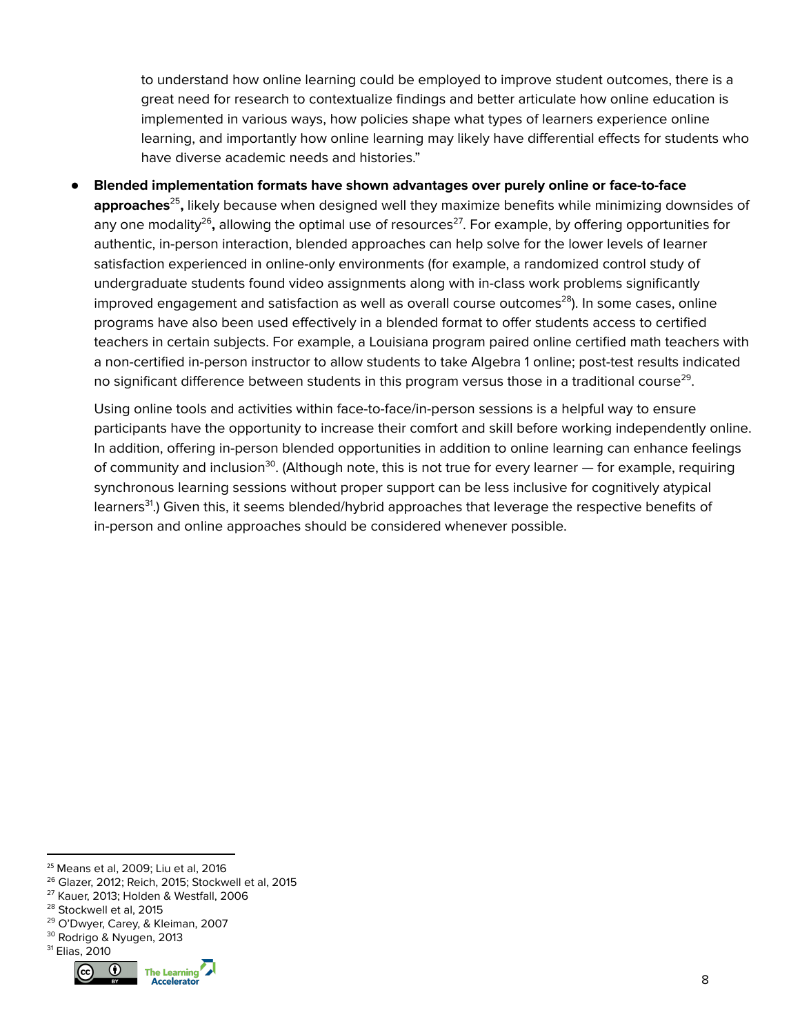to understand how online learning could be employed to improve student outcomes, there is a great need for research to contextualize findings and better articulate how online education is implemented in various ways, how policies shape what types of learners experience online learning, and importantly how online learning may likely have differential effects for students who have diverse academic needs and histories."

- **Blended implementation formats have shown advantages over purely online or face-to-face approaches**[25]**,** likely because when designed well they maximize benefits while minimizing downsides of any one modality[26]**,** allowing the optimal use of resources[27]. For example, by offering opportunities for authentic, in-person interaction, blended approaches can help solve for the lower levels of learner satisfaction experienced in online-only environments (for example, a randomized control study of undergraduate students found video assignments along with in-class work problems significantly improved engagement and satisfaction as well as overall course outcomes[28]). In some cases, online programs have also been used effectively in a blended format to offer students access to certified teachers in certain subjects. For example, a Louisiana program paired online certified math teachers with a non-certified in-person instructor to allow students to take Algebra 1 online; post-test results indicated no significant difference between students in this program versus those in a traditional course[29].

  Using online tools and activities within face-to-face/in-person sessions is a helpful way to ensure participants have the opportunity to increase their comfort and skill before working independently online. In addition, offering in-person blended opportunities in addition to online learning can enhance feelings of community and inclusion[30]. (Although note, this is not true for every learner — for example, requiring synchronous learning sessions without proper support can be less inclusive for cognitively atypical learners[31].) Given this, it seems blended/hybrid approaches that leverage the respective benefits of in-person and online approaches should be considered whenever possible.

[25] Means et al, 2009; Liu et al, 2016
[26] Glazer, 2012; Reich, 2015; Stockwell et al, 2015
[27] Kauer, 2013; Holden & Westfall, 2006
[28] Stockwell et al, 2015
[29] O'Dwyer, Carey, & Kleiman, 2007
[30] Rodrigo & Nyugen, 2013
[31] Elias, 2010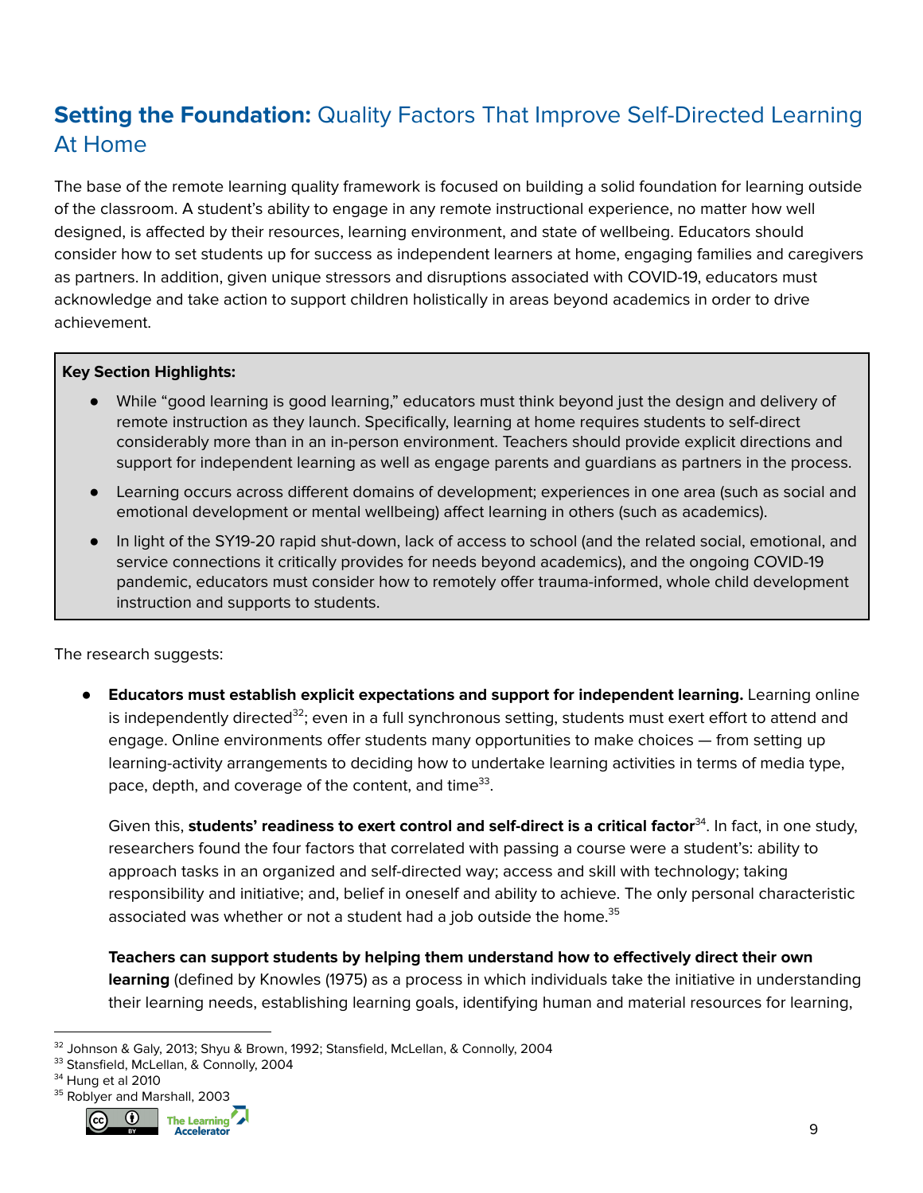## **Setting the Foundation:** Quality Factors That Improve Self-Directed Learning At Home

The base of the remote learning quality framework is focused on building a solid foundation for learning outside of the classroom. A student's ability to engage in any remote instructional experience, no matter how well designed, is affected by their resources, learning environment, and state of wellbeing. Educators should consider how to set students up for success as independent learners at home, engaging families and caregivers as partners. In addition, given unique stressors and disruptions associated with COVID-19, educators must acknowledge and take action to support children holistically in areas beyond academics in order to drive achievement.

> **Key Section Highlights:**
>
> - While "good learning is good learning," educators must think beyond just the design and delivery of remote instruction as they launch. Specifically, learning at home requires students to self-direct considerably more than in an in-person environment. Teachers should provide explicit directions and support for independent learning as well as engage parents and guardians as partners in the process.
> - Learning occurs across different domains of development; experiences in one area (such as social and emotional development or mental wellbeing) affect learning in others (such as academics).
> - In light of the SY19-20 rapid shut-down, lack of access to school (and the related social, emotional, and service connections it critically provides for needs beyond academics), and the ongoing COVID-19 pandemic, educators must consider how to remotely offer trauma-informed, whole child development instruction and supports to students.

The research suggests:

- **Educators must establish explicit expectations and support for independent learning.** Learning online is independently directed[32]; even in a full synchronous setting, students must exert effort to attend and engage. Online environments offer students many opportunities to make choices — from setting up learning-activity arrangements to deciding how to undertake learning activities in terms of media type, pace, depth, and coverage of the content, and time[33].

  Given this, **students' readiness to exert control and self-direct is a critical factor**[34]. In fact, in one study, researchers found the four factors that correlated with passing a course were a student's: ability to approach tasks in an organized and self-directed way; access and skill with technology; taking responsibility and initiative; and, belief in oneself and ability to achieve. The only personal characteristic associated was whether or not a student had a job outside the home.[35]

  **Teachers can support students by helping them understand how to effectively direct their own learning** (defined by Knowles (1975) as a process in which individuals take the initiative in understanding their learning needs, establishing learning goals, identifying human and material resources for learning,

---

[32] Johnson & Galy, 2013; Shyu & Brown, 1992; Stansfield, McLellan, & Connolly, 2004
[33] Stansfield, McLellan, & Connolly, 2004
[34] Hung et al 2010
[35] Roblyer and Marshall, 2003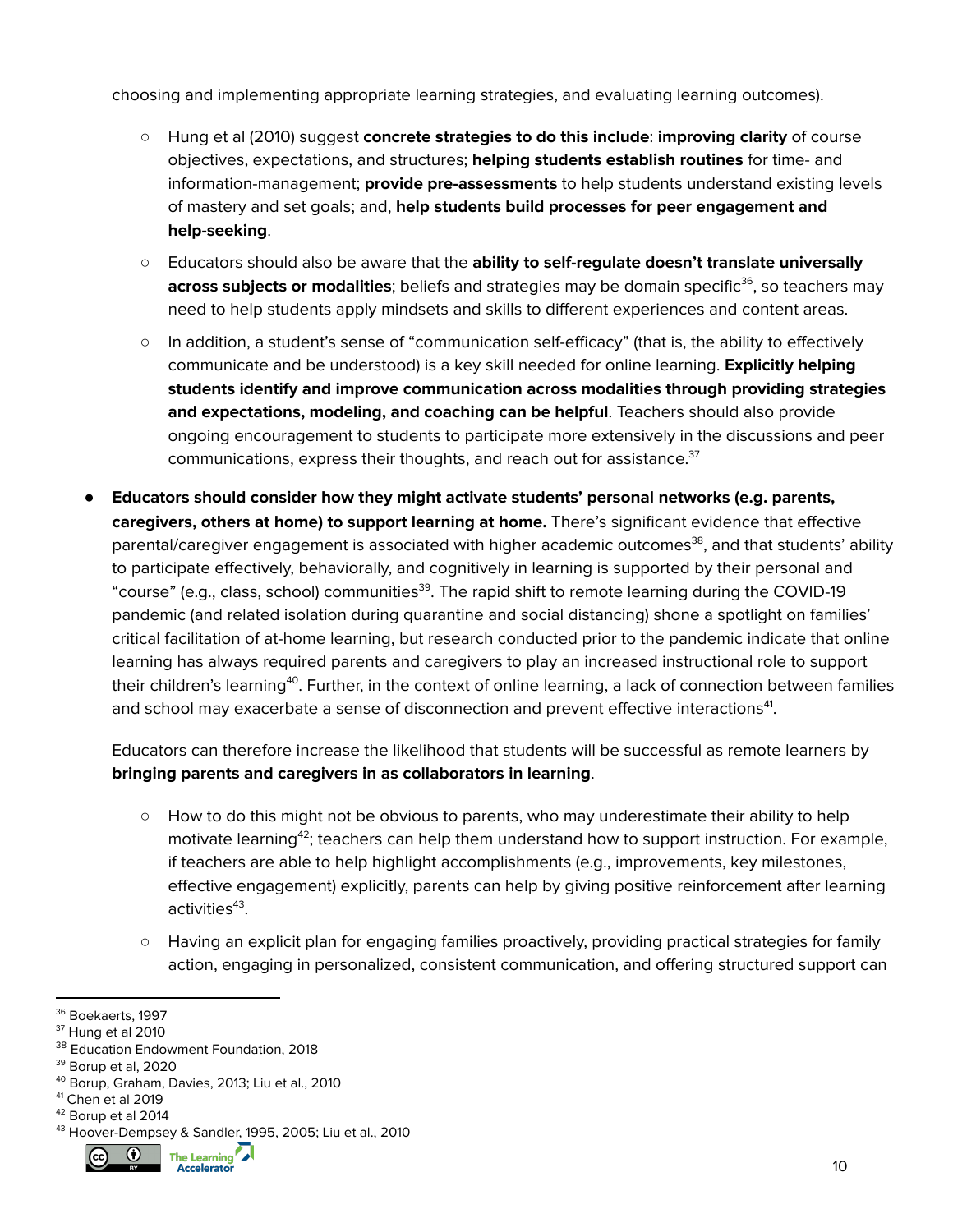choosing and implementing appropriate learning strategies, and evaluating learning outcomes).

  - Hung et al (2010) suggest **concrete strategies to do this include**: **improving clarity** of course objectives, expectations, and structures; **helping students establish routines** for time- and information-management; **provide pre-assessments** to help students understand existing levels of mastery and set goals; and, **help students build processes for peer engagement and help-seeking**.
  - Educators should also be aware that the **ability to self-regulate doesn't translate universally across subjects or modalities**; beliefs and strategies may be domain specific[36], so teachers may need to help students apply mindsets and skills to different experiences and content areas.
  - In addition, a student's sense of "communication self-efficacy" (that is, the ability to effectively communicate and be understood) is a key skill needed for online learning. **Explicitly helping students identify and improve communication across modalities through providing strategies and expectations, modeling, and coaching can be helpful**. Teachers should also provide ongoing encouragement to students to participate more extensively in the discussions and peer communications, express their thoughts, and reach out for assistance.[37]

- **Educators should consider how they might activate students' personal networks (e.g. parents, caregivers, others at home) to support learning at home.** There's significant evidence that effective parental/caregiver engagement is associated with higher academic outcomes[38], and that students' ability to participate effectively, behaviorally, and cognitively in learning is supported by their personal and "course" (e.g., class, school) communities[39]. The rapid shift to remote learning during the COVID-19 pandemic (and related isolation during quarantine and social distancing) shone a spotlight on families' critical facilitation of at-home learning, but research conducted prior to the pandemic indicate that online learning has always required parents and caregivers to play an increased instructional role to support their children's learning[40]. Further, in the context of online learning, a lack of connection between families and school may exacerbate a sense of disconnection and prevent effective interactions[41].

  Educators can therefore increase the likelihood that students will be successful as remote learners by **bringing parents and caregivers in as collaborators in learning**.

  - How to do this might not be obvious to parents, who may underestimate their ability to help motivate learning[42]; teachers can help them understand how to support instruction. For example, if teachers are able to help highlight accomplishments (e.g., improvements, key milestones, effective engagement) explicitly, parents can help by giving positive reinforcement after learning activities[43].
  - Having an explicit plan for engaging families proactively, providing practical strategies for family action, engaging in personalized, consistent communication, and offering structured support can

---

[36] Boekaerts, 1997
[37] Hung et al 2010
[38] Education Endowment Foundation, 2018
[39] Borup et al, 2020
[40] Borup, Graham, Davies, 2013; Liu et al., 2010
[41] Chen et al 2019
[42] Borup et al 2014
[43] Hoover-Dempsey & Sandler, 1995, 2005; Liu et al., 2010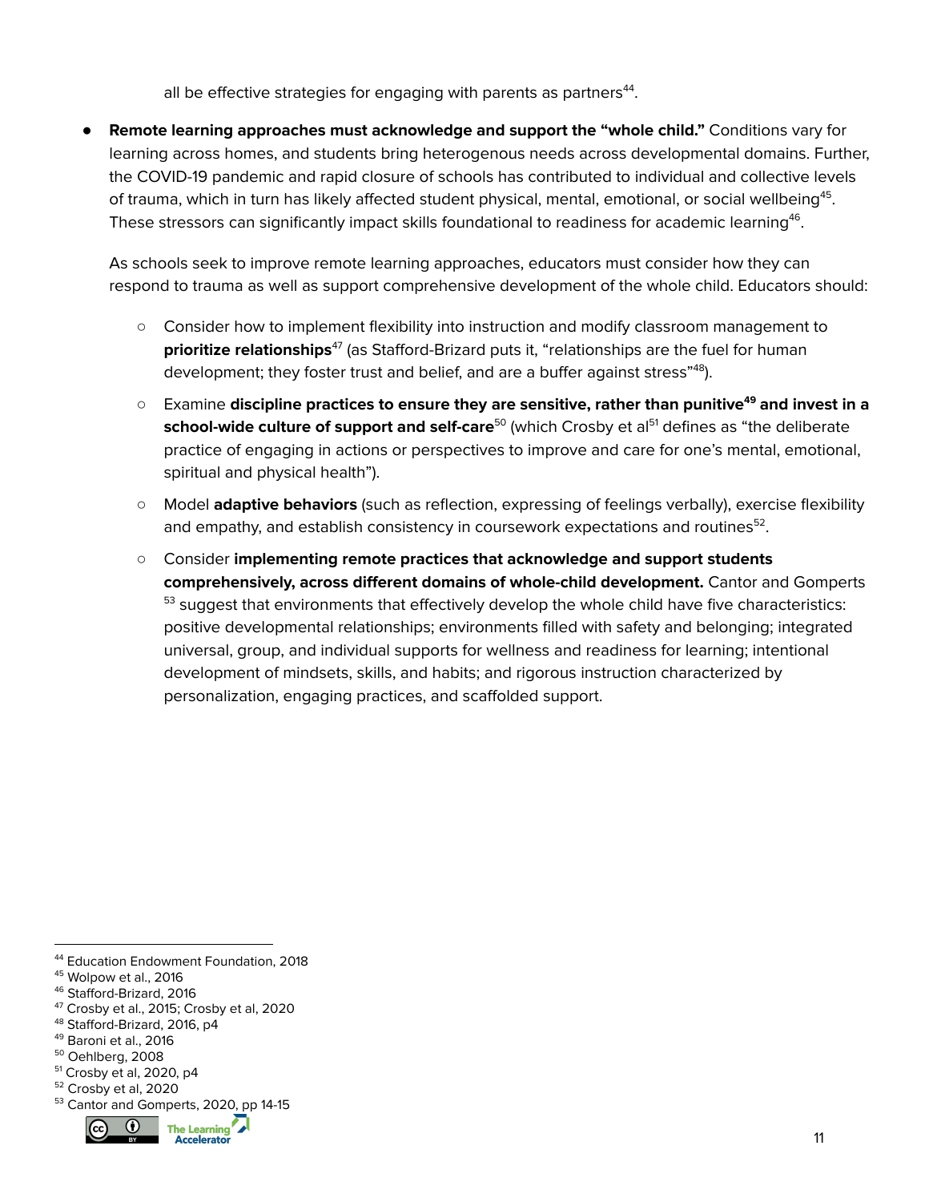all be effective strategies for engaging with parents as partners[44].

- **Remote learning approaches must acknowledge and support the "whole child."** Conditions vary for learning across homes, and students bring heterogenous needs across developmental domains. Further, the COVID-19 pandemic and rapid closure of schools has contributed to individual and collective levels of trauma, which in turn has likely affected student physical, mental, emotional, or social wellbeing[45]. These stressors can significantly impact skills foundational to readiness for academic learning[46].

  As schools seek to improve remote learning approaches, educators must consider how they can respond to trauma as well as support comprehensive development of the whole child. Educators should:

  - Consider how to implement flexibility into instruction and modify classroom management to **prioritize relationships**[47] (as Stafford-Brizard puts it, "relationships are the fuel for human development; they foster trust and belief, and are a buffer against stress"[48]).
  - Examine **discipline practices to ensure they are sensitive, rather than punitive[49] and invest in a school-wide culture of support and self-care**[50] (which Crosby et al[51] defines as "the deliberate practice of engaging in actions or perspectives to improve and care for one's mental, emotional, spiritual and physical health").
  - Model **adaptive behaviors** (such as reflection, expressing of feelings verbally), exercise flexibility and empathy, and establish consistency in coursework expectations and routines[52].
  - Consider **implementing remote practices that acknowledge and support students comprehensively, across different domains of whole-child development.** Cantor and Gomperts [53] suggest that environments that effectively develop the whole child have five characteristics: positive developmental relationships; environments filled with safety and belonging; integrated universal, group, and individual supports for wellness and readiness for learning; intentional development of mindsets, skills, and habits; and rigorous instruction characterized by personalization, engaging practices, and scaffolded support.

---

[44] Education Endowment Foundation, 2018
[45] Wolpow et al., 2016
[46] Stafford-Brizard, 2016
[47] Crosby et al., 2015; Crosby et al, 2020
[48] Stafford-Brizard, 2016, p4
[49] Baroni et al., 2016
[50] Oehlberg, 2008
[51] Crosby et al, 2020, p4
[52] Crosby et al, 2020
[53] Cantor and Gomperts, 2020, pp 14-15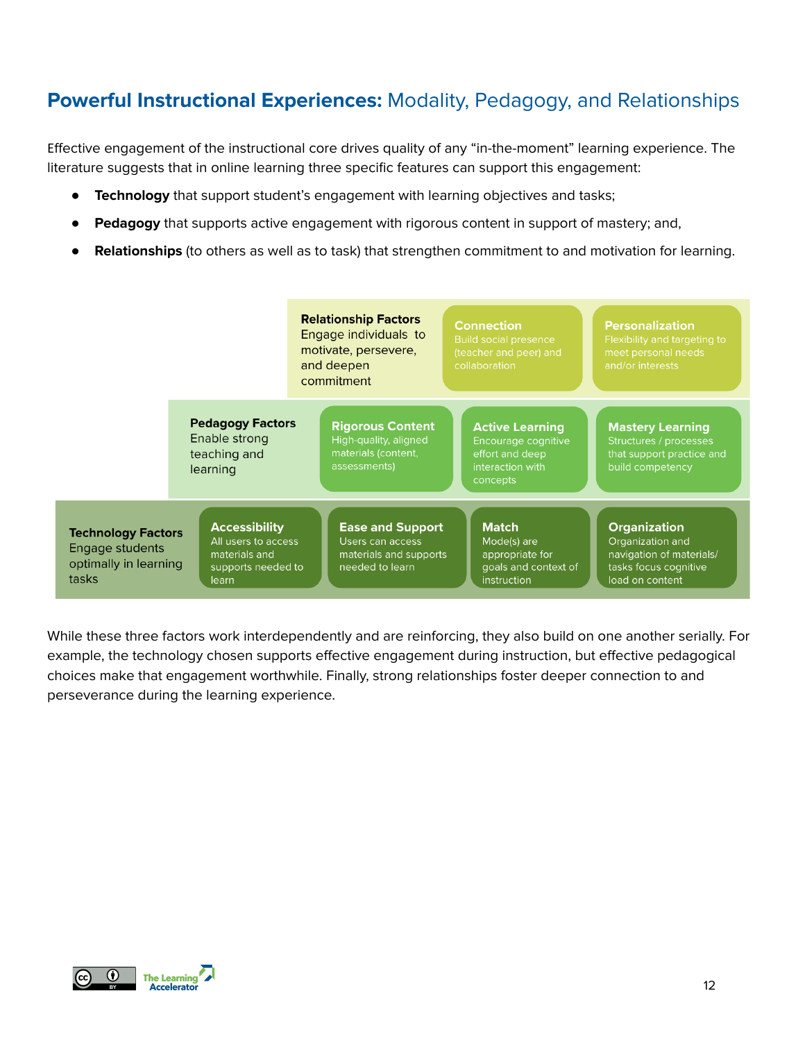## **Powerful Instructional Experiences:** Modality, Pedagogy, and Relationships

Effective engagement of the instructional core drives quality of any "in-the-moment" learning experience. The literature suggests that in online learning three specific features can support this engagement:

- **Technology** that support student's engagement with learning objectives and tasks;
- **Pedagogy** that supports active engagement with rigorous content in support of mastery; and,
- **Relationships** (to others as well as to task) that strengthen commitment to and motivation for learning.

| | | | | |
|---|---|---|---|---|
| | | **Relationship Factors** Engage individuals to motivate, persevere, and deepen commitment | **Connection** Build social presence (teacher and peer) and collaboration | **Personalization** Flexibility and targeting to meet personal needs and/or interests |
| | **Pedagogy Factors** Enable strong teaching and learning | **Rigorous Content** High-quality, aligned materials (content, assessments) | **Active Learning** Encourage cognitive effort and deep interaction with concepts | **Mastery Learning** Structures / processes that support practice and build competency |
| **Technology Factors** Engage students optimally in learning tasks | **Accessibility** All users to access materials and supports needed to learn | **Ease and Support** Users can access materials and supports needed to learn | **Match** Mode(s) are appropriate for goals and context of instruction | **Organization** Organization and navigation of materials/ tasks focus cognitive load on content |

While these three factors work interdependently and are reinforcing, they also build on one another serially. For example, the technology chosen supports effective engagement during instruction, but effective pedagogical choices make that engagement worthwhile. Finally, strong relationships foster deeper connection to and perseverance during the learning experience.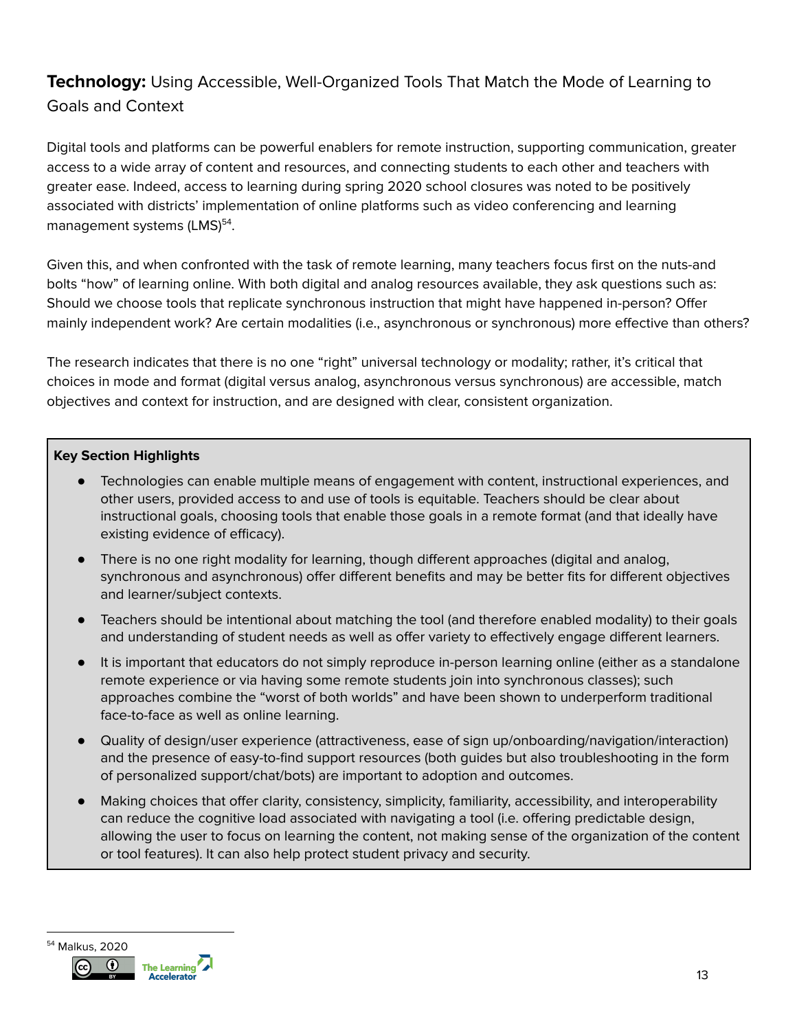## **Technology:** Using Accessible, Well-Organized Tools That Match the Mode of Learning to Goals and Context

Digital tools and platforms can be powerful enablers for remote instruction, supporting communication, greater access to a wide array of content and resources, and connecting students to each other and teachers with greater ease. Indeed, access to learning during spring 2020 school closures was noted to be positively associated with districts' implementation of online platforms such as video conferencing and learning management systems (LMS)[54].

Given this, and when confronted with the task of remote learning, many teachers focus first on the nuts-and bolts "how" of learning online. With both digital and analog resources available, they ask questions such as: Should we choose tools that replicate synchronous instruction that might have happened in-person? Offer mainly independent work? Are certain modalities (i.e., asynchronous or synchronous) more effective than others?

The research indicates that there is no one "right" universal technology or modality; rather, it's critical that choices in mode and format (digital versus analog, asynchronous versus synchronous) are accessible, match objectives and context for instruction, and are designed with clear, consistent organization.

**Key Section Highlights**

- Technologies can enable multiple means of engagement with content, instructional experiences, and other users, provided access to and use of tools is equitable. Teachers should be clear about instructional goals, choosing tools that enable those goals in a remote format (and that ideally have existing evidence of efficacy).
- There is no one right modality for learning, though different approaches (digital and analog, synchronous and asynchronous) offer different benefits and may be better fits for different objectives and learner/subject contexts.
- Teachers should be intentional about matching the tool (and therefore enabled modality) to their goals and understanding of student needs as well as offer variety to effectively engage different learners.
- It is important that educators do not simply reproduce in-person learning online (either as a standalone remote experience or via having some remote students join into synchronous classes); such approaches combine the "worst of both worlds" and have been shown to underperform traditional face-to-face as well as online learning.
- Quality of design/user experience (attractiveness, ease of sign up/onboarding/navigation/interaction) and the presence of easy-to-find support resources (both guides but also troubleshooting in the form of personalized support/chat/bots) are important to adoption and outcomes.
- Making choices that offer clarity, consistency, simplicity, familiarity, accessibility, and interoperability can reduce the cognitive load associated with navigating a tool (i.e. offering predictable design, allowing the user to focus on learning the content, not making sense of the organization of the content or tool features). It can also help protect student privacy and security.

[54] Malkus, 2020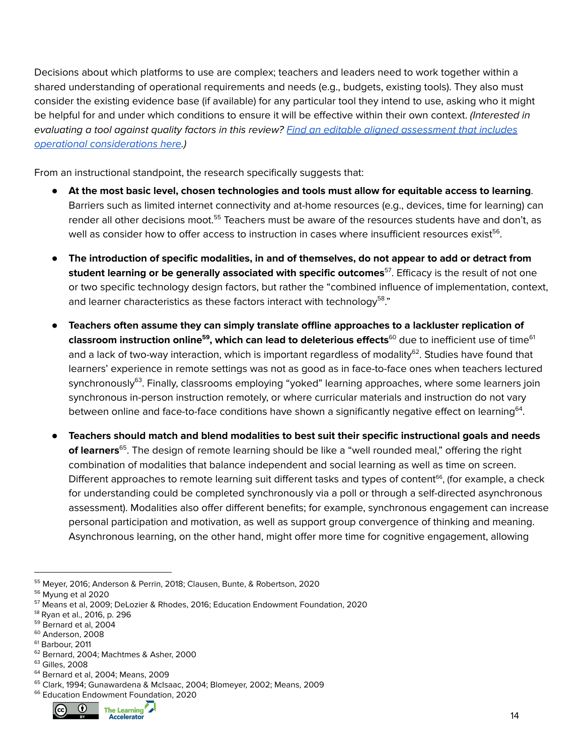Decisions about which platforms to use are complex; teachers and leaders need to work together within a shared understanding of operational requirements and needs (e.g., budgets, existing tools). They also must consider the existing evidence base (if available) for any particular tool they intend to use, asking who it might be helpful for and under which conditions to ensure it will be effective within their own context. *(Interested in evaluating a tool against quality factors in this review? [Find an editable aligned assessment that includes operational considerations here](). )*

From an instructional standpoint, the research specifically suggests that:

- **At the most basic level, chosen technologies and tools must allow for equitable access to learning**. Barriers such as limited internet connectivity and at-home resources (e.g., devices, time for learning) can render all other decisions moot.[55] Teachers must be aware of the resources students have and don't, as well as consider how to offer access to instruction in cases where insufficient resources exist[56].

- **The introduction of specific modalities, in and of themselves, do not appear to add or detract from student learning or be generally associated with specific outcomes**[57]. Efficacy is the result of not one or two specific technology design factors, but rather the "combined influence of implementation, context, and learner characteristics as these factors interact with technology[58]."

- **Teachers often assume they can simply translate offline approaches to a lackluster replication of classroom instruction online**[59]**, which can lead to deleterious effects**[60] due to inefficient use of time[61] and a lack of two-way interaction, which is important regardless of modality[62]. Studies have found that learners' experience in remote settings was not as good as in face-to-face ones when teachers lectured synchronously[63]. Finally, classrooms employing "yoked" learning approaches, where some learners join synchronous in-person instruction remotely, or where curricular materials and instruction do not vary between online and face-to-face conditions have shown a significantly negative effect on learning[64].

- **Teachers should match and blend modalities to best suit their specific instructional goals and needs of learners**[65]. The design of remote learning should be like a "well rounded meal," offering the right combination of modalities that balance independent and social learning as well as time on screen. Different approaches to remote learning suit different tasks and types of content[66], (for example, a check for understanding could be completed synchronously via a poll or through a self-directed asynchronous assessment). Modalities also offer different benefits; for example, synchronous engagement can increase personal participation and motivation, as well as support group convergence of thinking and meaning. Asynchronous learning, on the other hand, might offer more time for cognitive engagement, allowing

---

[55] Meyer, 2016; Anderson & Perrin, 2018; Clausen, Bunte, & Robertson, 2020
[56] Myung et al 2020
[57] Means et al, 2009; DeLozier & Rhodes, 2016; Education Endowment Foundation, 2020
[58] Ryan et al., 2016, p. 296
[59] Bernard et al, 2004
[60] Anderson, 2008
[61] Barbour, 2011
[62] Bernard, 2004; Machtmes & Asher, 2000
[63] Gilles, 2008
[64] Bernard et al, 2004; Means, 2009
[65] Clark, 1994; Gunawardena & McIsaac, 2004; Blomeyer, 2002; Means, 2009
[66] Education Endowment Foundation, 2020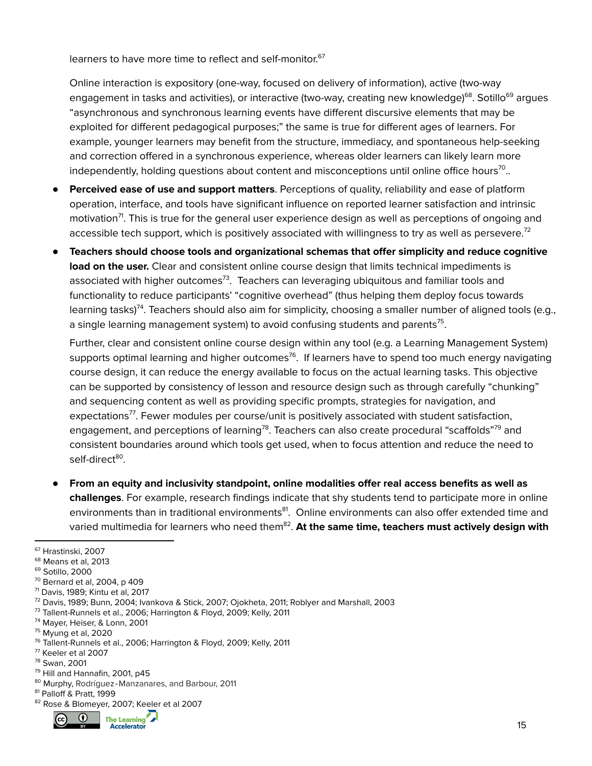learners to have more time to reflect and self-monitor.[67]

Online interaction is expository (one-way, focused on delivery of information), active (two-way engagement in tasks and activities), or interactive (two-way, creating new knowledge)[68]. Sotillo[69] argues "asynchronous and synchronous learning events have different discursive elements that may be exploited for different pedagogical purposes;" the same is true for different ages of learners. For example, younger learners may benefit from the structure, immediacy, and spontaneous help-seeking and correction offered in a synchronous experience, whereas older learners can likely learn more independently, holding questions about content and misconceptions until online office hours[70]..

- **Perceived ease of use and support matters**. Perceptions of quality, reliability and ease of platform operation, interface, and tools have significant influence on reported learner satisfaction and intrinsic motivation[71]. This is true for the general user experience design as well as perceptions of ongoing and accessible tech support, which is positively associated with willingness to try as well as persevere.[72]

- **Teachers should choose tools and organizational schemas that offer simplicity and reduce cognitive load on the user.** Clear and consistent online course design that limits technical impediments is associated with higher outcomes[73]. Teachers can leveraging ubiquitous and familiar tools and functionality to reduce participants' "cognitive overhead" (thus helping them deploy focus towards learning tasks)[74]. Teachers should also aim for simplicity, choosing a smaller number of aligned tools (e.g., a single learning management system) to avoid confusing students and parents[75].

  Further, clear and consistent online course design within any tool (e.g. a Learning Management System) supports optimal learning and higher outcomes[76]. If learners have to spend too much energy navigating course design, it can reduce the energy available to focus on the actual learning tasks. This objective can be supported by consistency of lesson and resource design such as through carefully "chunking" and sequencing content as well as providing specific prompts, strategies for navigation, and expectations[77]. Fewer modules per course/unit is positively associated with student satisfaction, engagement, and perceptions of learning[78]. Teachers can also create procedural "scaffolds"[79] and consistent boundaries around which tools get used, when to focus attention and reduce the need to self-direct[80].

- **From an equity and inclusivity standpoint, online modalities offer real access benefits as well as challenges**. For example, research findings indicate that shy students tend to participate more in online environments than in traditional environments[81]. Online environments can also offer extended time and varied multimedia for learners who need them[82]. **At the same time, teachers must actively design with**

---

[67] Hrastinski, 2007
[68] Means et al, 2013
[69] Sotillo, 2000
[70] Bernard et al, 2004, p 409
[71] Davis, 1989; Kintu et al, 2017
[72] Davis, 1989; Bunn, 2004; Ivankova & Stick, 2007; Ojokheta, 2011; Roblyer and Marshall, 2003
[73] Tallent-Runnels et al., 2006; Harrington & Floyd, 2009; Kelly, 2011
[74] Mayer, Heiser, & Lonn, 2001
[75] Myung et al, 2020
[76] Tallent-Runnels et al., 2006; Harrington & Floyd, 2009; Kelly, 2011
[77] Keeler et al 2007
[78] Swan, 2001
[79] Hill and Hannafin, 2001, p45
[80] Murphy, Rodríguez-Manzanares, and Barbour, 2011
[81] Palloff & Pratt, 1999
[82] Rose & Blomeyer, 2007; Keeler et al 2007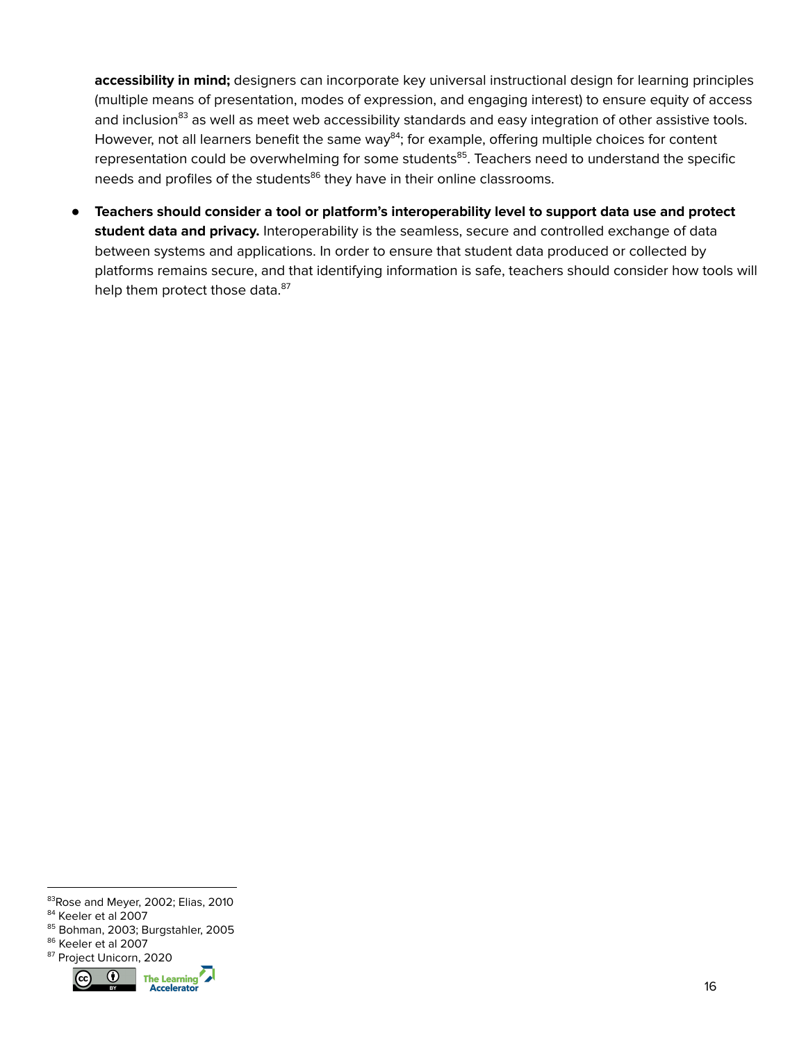**accessibility in mind;** designers can incorporate key universal instructional design for learning principles (multiple means of presentation, modes of expression, and engaging interest) to ensure equity of access and inclusion[83] as well as meet web accessibility standards and easy integration of other assistive tools. However, not all learners benefit the same way[84]; for example, offering multiple choices for content representation could be overwhelming for some students[85]. Teachers need to understand the specific needs and profiles of the students[86] they have in their online classrooms.

- **Teachers should consider a tool or platform's interoperability level to support data use and protect student data and privacy.** Interoperability is the seamless, secure and controlled exchange of data between systems and applications. In order to ensure that student data produced or collected by platforms remains secure, and that identifying information is safe, teachers should consider how tools will help them protect those data.[87]

---

[83] Rose and Meyer, 2002; Elias, 2010
[84] Keeler et al 2007
[85] Bohman, 2003; Burgstahler, 2005
[86] Keeler et al 2007
[87] Project Unicorn, 2020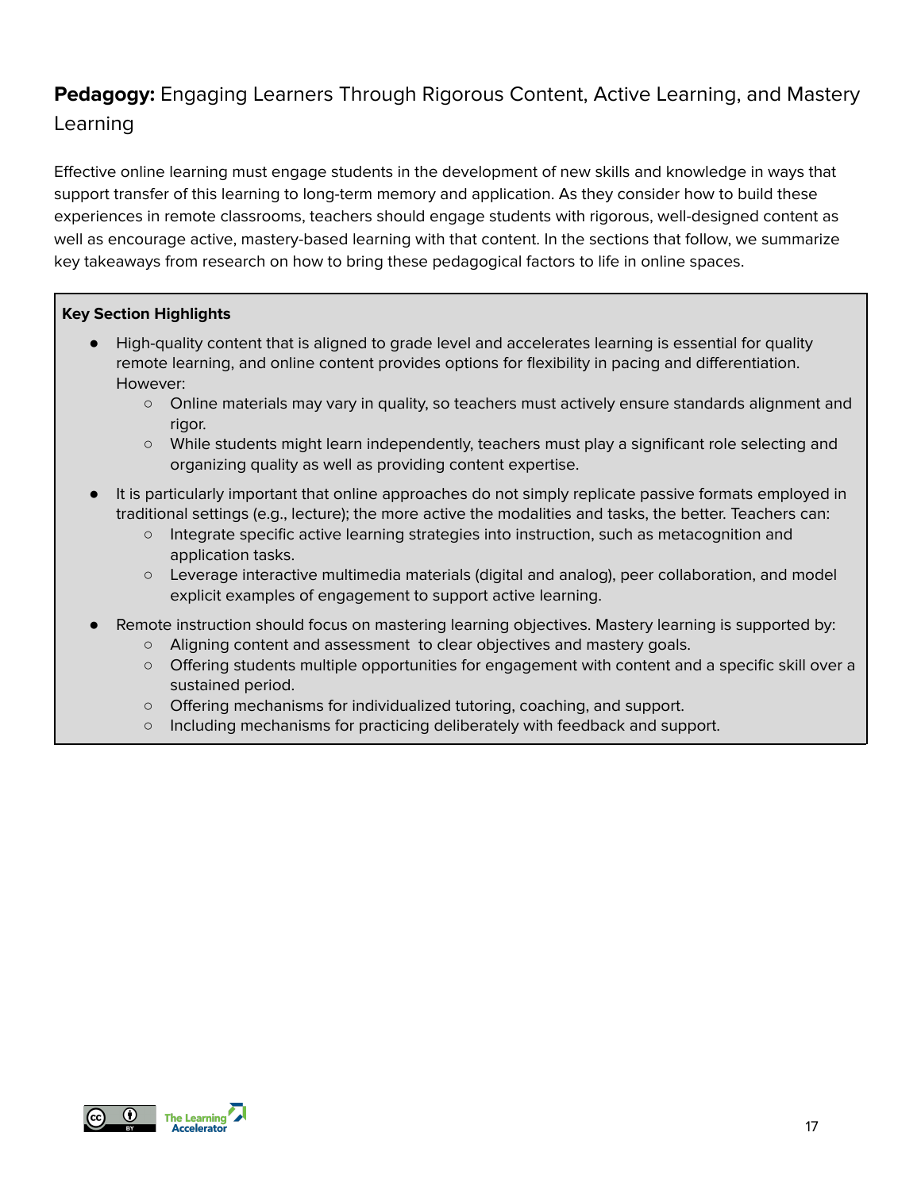## **Pedagogy:** Engaging Learners Through Rigorous Content, Active Learning, and Mastery Learning

Effective online learning must engage students in the development of new skills and knowledge in ways that support transfer of this learning to long-term memory and application. As they consider how to build these experiences in remote classrooms, teachers should engage students with rigorous, well-designed content as well as encourage active, mastery-based learning with that content. In the sections that follow, we summarize key takeaways from research on how to bring these pedagogical factors to life in online spaces.

**Key Section Highlights**

- High-quality content that is aligned to grade level and accelerates learning is essential for quality remote learning, and online content provides options for flexibility in pacing and differentiation. However:
  - Online materials may vary in quality, so teachers must actively ensure standards alignment and rigor.
  - While students might learn independently, teachers must play a significant role selecting and organizing quality as well as providing content expertise.
- It is particularly important that online approaches do not simply replicate passive formats employed in traditional settings (e.g., lecture); the more active the modalities and tasks, the better. Teachers can:
  - Integrate specific active learning strategies into instruction, such as metacognition and application tasks.
  - Leverage interactive multimedia materials (digital and analog), peer collaboration, and model explicit examples of engagement to support active learning.
- Remote instruction should focus on mastering learning objectives. Mastery learning is supported by:
  - Aligning content and assessment to clear objectives and mastery goals.
  - Offering students multiple opportunities for engagement with content and a specific skill over a sustained period.
  - Offering mechanisms for individualized tutoring, coaching, and support.
  - Including mechanisms for practicing deliberately with feedback and support.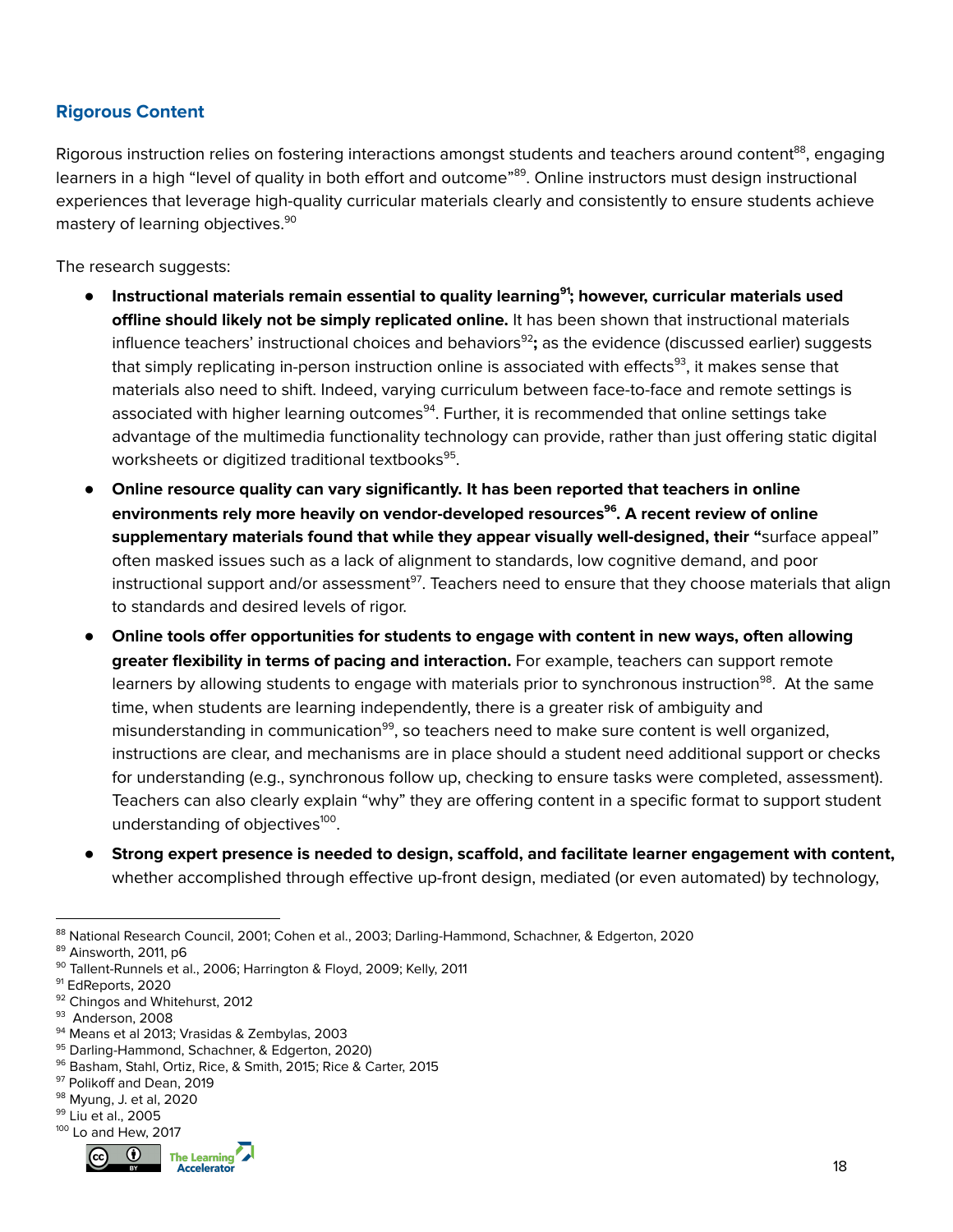### Rigorous Content

Rigorous instruction relies on fostering interactions amongst students and teachers around content[88], engaging learners in a high "level of quality in both effort and outcome"[89]. Online instructors must design instructional experiences that leverage high-quality curricular materials clearly and consistently to ensure students achieve mastery of learning objectives.[90]

The research suggests:

- **Instructional materials remain essential to quality learning[91]; however, curricular materials used offline should likely not be simply replicated online.** It has been shown that instructional materials influence teachers' instructional choices and behaviors[92]**;** as the evidence (discussed earlier) suggests that simply replicating in-person instruction online is associated with effects[93], it makes sense that materials also need to shift. Indeed, varying curriculum between face-to-face and remote settings is associated with higher learning outcomes[94]. Further, it is recommended that online settings take advantage of the multimedia functionality technology can provide, rather than just offering static digital worksheets or digitized traditional textbooks[95].
- **Online resource quality can vary significantly. It has been reported that teachers in online environments rely more heavily on vendor-developed resources[96]. A recent review of online supplementary materials found that while they appear visually well-designed, their "**surface appeal" often masked issues such as a lack of alignment to standards, low cognitive demand, and poor instructional support and/or assessment[97]. Teachers need to ensure that they choose materials that align to standards and desired levels of rigor.
- **Online tools offer opportunities for students to engage with content in new ways, often allowing greater flexibility in terms of pacing and interaction.** For example, teachers can support remote learners by allowing students to engage with materials prior to synchronous instruction[98]. At the same time, when students are learning independently, there is a greater risk of ambiguity and misunderstanding in communication[99], so teachers need to make sure content is well organized, instructions are clear, and mechanisms are in place should a student need additional support or checks for understanding (e.g., synchronous follow up, checking to ensure tasks were completed, assessment). Teachers can also clearly explain "why" they are offering content in a specific format to support student understanding of objectives[100].
- **Strong expert presence is needed to design, scaffold, and facilitate learner engagement with content,** whether accomplished through effective up-front design, mediated (or even automated) by technology,

---

[88] National Research Council, 2001; Cohen et al., 2003; Darling-Hammond, Schachner, & Edgerton, 2020
[89] Ainsworth, 2011, p6
[90] Tallent-Runnels et al., 2006; Harrington & Floyd, 2009; Kelly, 2011
[91] EdReports, 2020
[92] Chingos and Whitehurst, 2012
[93] Anderson, 2008
[94] Means et al 2013; Vrasidas & Zembylas, 2003
[95] Darling-Hammond, Schachner, & Edgerton, 2020)
[96] Basham, Stahl, Ortiz, Rice, & Smith, 2015; Rice & Carter, 2015
[97] Polikoff and Dean, 2019
[98] Myung, J. et al, 2020
[99] Liu et al., 2005
[100] Lo and Hew, 2017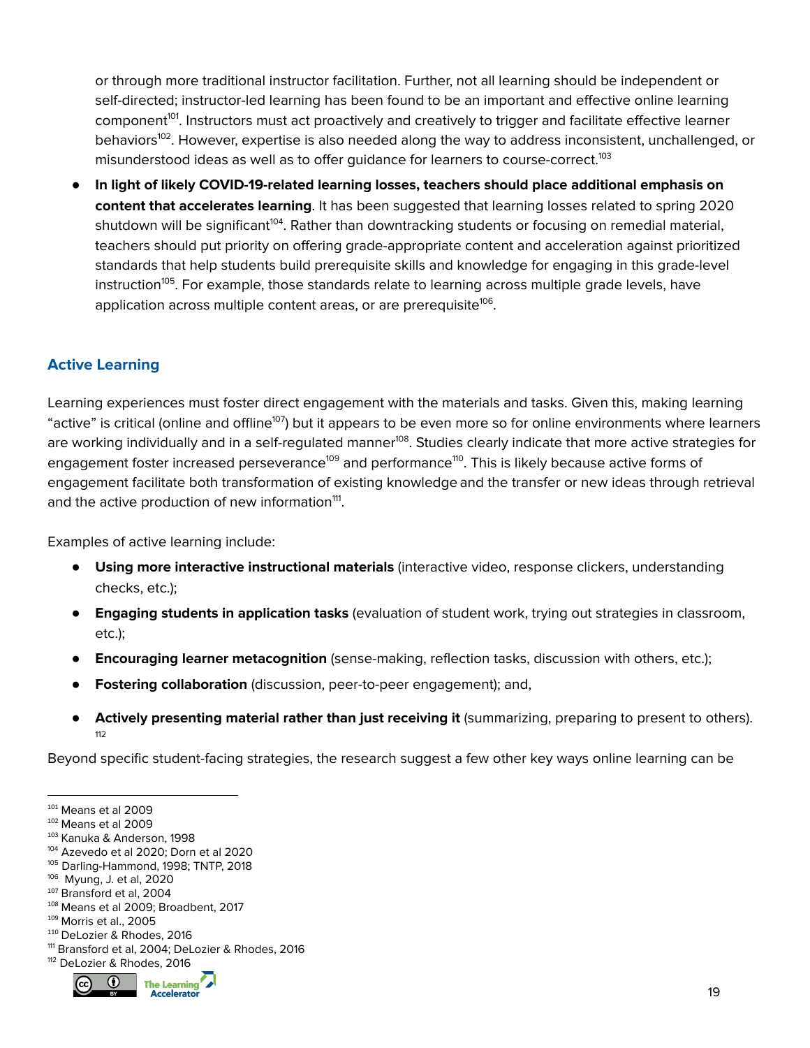or through more traditional instructor facilitation. Further, not all learning should be independent or self-directed; instructor-led learning has been found to be an important and effective online learning component[101]. Instructors must act proactively and creatively to trigger and facilitate effective learner behaviors[102]. However, expertise is also needed along the way to address inconsistent, unchallenged, or misunderstood ideas as well as to offer guidance for learners to course-correct.[103]

- **In light of likely COVID-19-related learning losses, teachers should place additional emphasis on content that accelerates learning**. It has been suggested that learning losses related to spring 2020 shutdown will be significant[104]. Rather than downtracking students or focusing on remedial material, teachers should put priority on offering grade-appropriate content and acceleration against prioritized standards that help students build prerequisite skills and knowledge for engaging in this grade-level instruction[105]. For example, those standards relate to learning across multiple grade levels, have application across multiple content areas, or are prerequisite[106].

## Active Learning

Learning experiences must foster direct engagement with the materials and tasks. Given this, making learning "active" is critical (online and offline[107]) but it appears to be even more so for online environments where learners are working individually and in a self-regulated manner[108]. Studies clearly indicate that more active strategies for engagement foster increased perseverance[109] and performance[110]. This is likely because active forms of engagement facilitate both transformation of existing knowledge and the transfer or new ideas through retrieval and the active production of new information[111].

Examples of active learning include:

- **Using more interactive instructional materials** (interactive video, response clickers, understanding checks, etc.);
- **Engaging students in application tasks** (evaluation of student work, trying out strategies in classroom, etc.);
- **Encouraging learner metacognition** (sense-making, reflection tasks, discussion with others, etc.);
- **Fostering collaboration** (discussion, peer-to-peer engagement); and,
- **Actively presenting material rather than just receiving it** (summarizing, preparing to present to others).[112]

Beyond specific student-facing strategies, the research suggest a few other key ways online learning can be

---

[101] Means et al 2009
[102] Means et al 2009
[103] Kanuka & Anderson, 1998
[104] Azevedo et al 2020; Dorn et al 2020
[105] Darling-Hammond, 1998; TNTP, 2018
[106] Myung, J. et al, 2020
[107] Bransford et al, 2004
[108] Means et al 2009; Broadbent, 2017
[109] Morris et al., 2005
[110] DeLozier & Rhodes, 2016
[111] Bransford et al, 2004; DeLozier & Rhodes, 2016
[112] DeLozier & Rhodes, 2016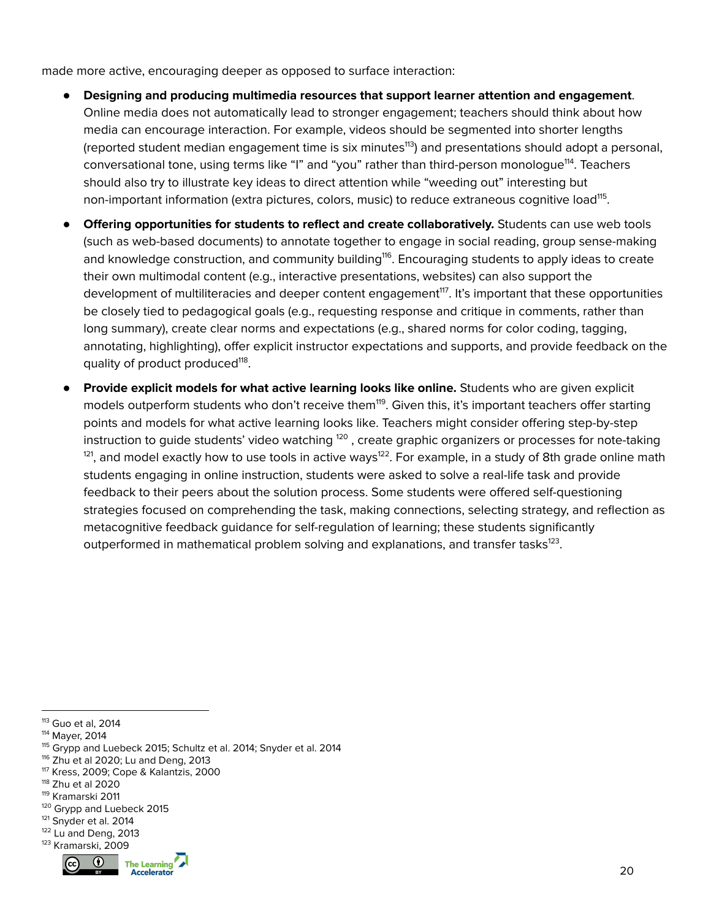made more active, encouraging deeper as opposed to surface interaction:

- **Designing and producing multimedia resources that support learner attention and engagement**. Online media does not automatically lead to stronger engagement; teachers should think about how media can encourage interaction. For example, videos should be segmented into shorter lengths (reported student median engagement time is six minutes[113]) and presentations should adopt a personal, conversational tone, using terms like "I" and "you" rather than third-person monologue[114]. Teachers should also try to illustrate key ideas to direct attention while "weeding out" interesting but non-important information (extra pictures, colors, music) to reduce extraneous cognitive load[115].
- **Offering opportunities for students to reflect and create collaboratively.** Students can use web tools (such as web-based documents) to annotate together to engage in social reading, group sense-making and knowledge construction, and community building[116]. Encouraging students to apply ideas to create their own multimodal content (e.g., interactive presentations, websites) can also support the development of multiliteracies and deeper content engagement[117]. It's important that these opportunities be closely tied to pedagogical goals (e.g., requesting response and critique in comments, rather than long summary), create clear norms and expectations (e.g., shared norms for color coding, tagging, annotating, highlighting), offer explicit instructor expectations and supports, and provide feedback on the quality of product produced[118].
- **Provide explicit models for what active learning looks like online.** Students who are given explicit models outperform students who don't receive them[119]. Given this, it's important teachers offer starting points and models for what active learning looks like. Teachers might consider offering step-by-step instruction to guide students' video watching [120] , create graphic organizers or processes for note-taking [121], and model exactly how to use tools in active ways[122]. For example, in a study of 8th grade online math students engaging in online instruction, students were asked to solve a real-life task and provide feedback to their peers about the solution process. Some students were offered self-questioning strategies focused on comprehending the task, making connections, selecting strategy, and reflection as metacognitive feedback guidance for self-regulation of learning; these students significantly outperformed in mathematical problem solving and explanations, and transfer tasks[123].

---

[113] Guo et al, 2014
[114] Mayer, 2014
[115] Grypp and Luebeck 2015; Schultz et al. 2014; Snyder et al. 2014
[116] Zhu et al 2020; Lu and Deng, 2013
[117] Kress, 2009; Cope & Kalantzis, 2000
[118] Zhu et al 2020
[119] Kramarski 2011
[120] Grypp and Luebeck 2015
[121] Snyder et al. 2014
[122] Lu and Deng, 2013
[123] Kramarski, 2009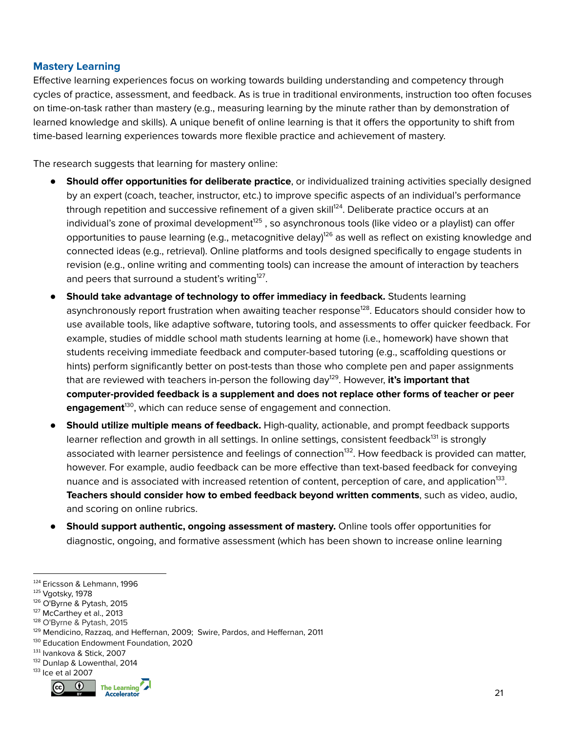### Mastery Learning

Effective learning experiences focus on working towards building understanding and competency through cycles of practice, assessment, and feedback. As is true in traditional environments, instruction too often focuses on time-on-task rather than mastery (e.g., measuring learning by the minute rather than by demonstration of learned knowledge and skills). A unique benefit of online learning is that it offers the opportunity to shift from time-based learning experiences towards more flexible practice and achievement of mastery.

The research suggests that learning for mastery online:

- **Should offer opportunities for deliberate practice**, or individualized training activities specially designed by an expert (coach, teacher, instructor, etc.) to improve specific aspects of an individual's performance through repetition and successive refinement of a given skill[124]. Deliberate practice occurs at an individual's zone of proximal development[125] , so asynchronous tools (like video or a playlist) can offer opportunities to pause learning (e.g., metacognitive delay)[126] as well as reflect on existing knowledge and connected ideas (e.g., retrieval). Online platforms and tools designed specifically to engage students in revision (e.g., online writing and commenting tools) can increase the amount of interaction by teachers and peers that surround a student's writing[127].
- **Should take advantage of technology to offer immediacy in feedback.** Students learning asynchronously report frustration when awaiting teacher response[128]. Educators should consider how to use available tools, like adaptive software, tutoring tools, and assessments to offer quicker feedback. For example, studies of middle school math students learning at home (i.e., homework) have shown that students receiving immediate feedback and computer-based tutoring (e.g., scaffolding questions or hints) perform significantly better on post-tests than those who complete pen and paper assignments that are reviewed with teachers in-person the following day[129]. However, **it's important that computer-provided feedback is a supplement and does not replace other forms of teacher or peer engagement**[130], which can reduce sense of engagement and connection.
- **Should utilize multiple means of feedback.** High-quality, actionable, and prompt feedback supports learner reflection and growth in all settings. In online settings, consistent feedback[131] is strongly associated with learner persistence and feelings of connection[132]. How feedback is provided can matter, however. For example, audio feedback can be more effective than text-based feedback for conveying nuance and is associated with increased retention of content, perception of care, and application[133]. **Teachers should consider how to embed feedback beyond written comments**, such as video, audio, and scoring on online rubrics.
- **Should support authentic, ongoing assessment of mastery.** Online tools offer opportunities for diagnostic, ongoing, and formative assessment (which has been shown to increase online learning

---

[124] Ericsson & Lehmann, 1996
[125] Vgotsky, 1978
[126] O'Byrne & Pytash, 2015
[127] McCarthey et al., 2013
[128] O'Byrne & Pytash, 2015
[129] Mendicino, Razzaq, and Heffernan, 2009; Swire, Pardos, and Heffernan, 2011
[130] Education Endowment Foundation, 2020
[131] Ivankova & Stick, 2007
[132] Dunlap & Lowenthal, 2014
[133] Ice et al 2007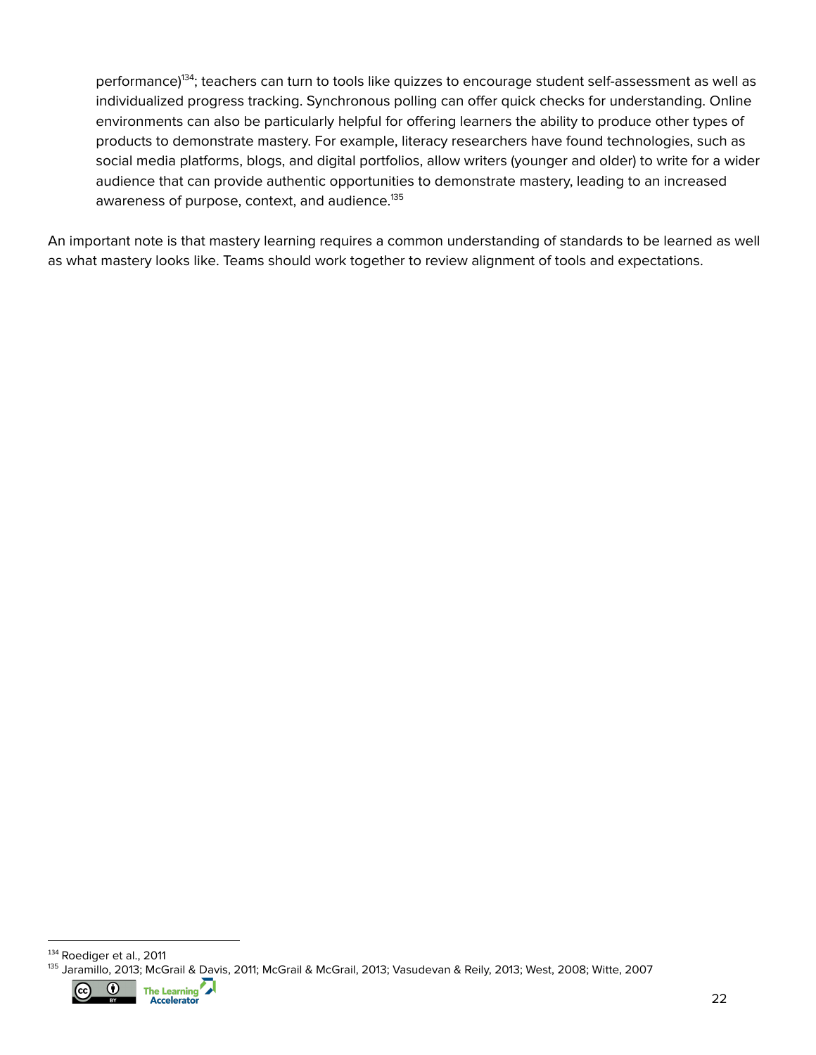performance)[134]; teachers can turn to tools like quizzes to encourage student self-assessment as well as individualized progress tracking. Synchronous polling can offer quick checks for understanding. Online environments can also be particularly helpful for offering learners the ability to produce other types of products to demonstrate mastery. For example, literacy researchers have found technologies, such as social media platforms, blogs, and digital portfolios, allow writers (younger and older) to write for a wider audience that can provide authentic opportunities to demonstrate mastery, leading to an increased awareness of purpose, context, and audience.[135]

An important note is that mastery learning requires a common understanding of standards to be learned as well as what mastery looks like. Teams should work together to review alignment of tools and expectations.

[134] Roediger et al., 2011

[135] Jaramillo, 2013; McGrail & Davis, 2011; McGrail & McGrail, 2013; Vasudevan & Reily, 2013; West, 2008; Witte, 2007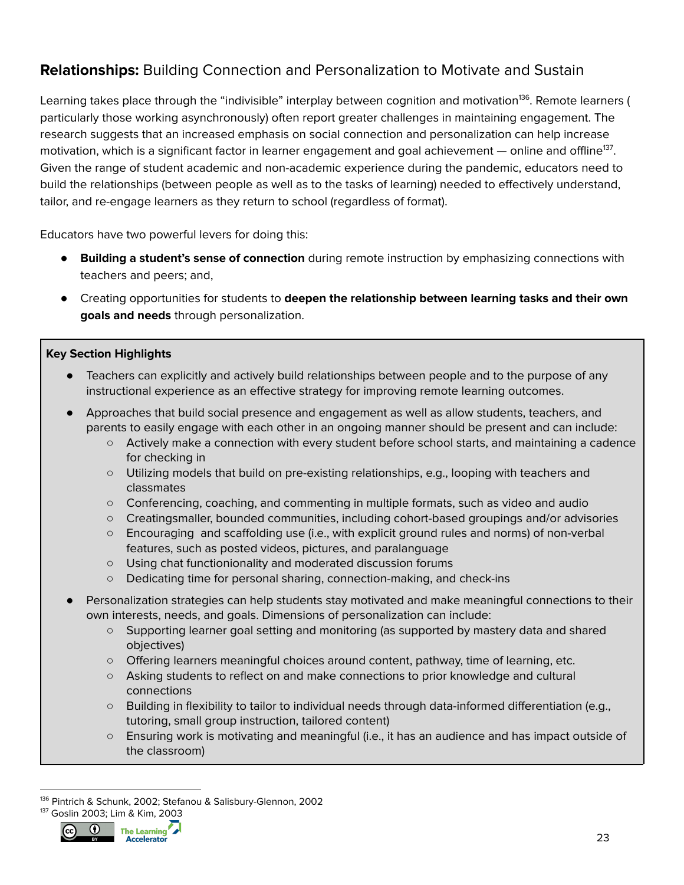## **Relationships:** Building Connection and Personalization to Motivate and Sustain

Learning takes place through the "indivisible" interplay between cognition and motivation[136]. Remote learners ( particularly those working asynchronously) often report greater challenges in maintaining engagement. The research suggests that an increased emphasis on social connection and personalization can help increase motivation, which is a significant factor in learner engagement and goal achievement — online and offline[137]. Given the range of student academic and non-academic experience during the pandemic, educators need to build the relationships (between people as well as to the tasks of learning) needed to effectively understand, tailor, and re-engage learners as they return to school (regardless of format).

Educators have two powerful levers for doing this:

- **Building a student's sense of connection** during remote instruction by emphasizing connections with teachers and peers; and,
- Creating opportunities for students to **deepen the relationship between learning tasks and their own goals and needs** through personalization.

**Key Section Highlights**

- Teachers can explicitly and actively build relationships between people and to the purpose of any instructional experience as an effective strategy for improving remote learning outcomes.
- Approaches that build social presence and engagement as well as allow students, teachers, and parents to easily engage with each other in an ongoing manner should be present and can include:
    - Actively make a connection with every student before school starts, and maintaining a cadence for checking in
    - Utilizing models that build on pre-existing relationships, e.g., looping with teachers and classmates
    - Conferencing, coaching, and commenting in multiple formats, such as video and audio
    - Creatingsmaller, bounded communities, including cohort-based groupings and/or advisories
    - Encouraging and scaffolding use (i.e., with explicit ground rules and norms) of non-verbal features, such as posted videos, pictures, and paralanguage
    - Using chat functionionality and moderated discussion forums
    - Dedicating time for personal sharing, connection-making, and check-ins
- Personalization strategies can help students stay motivated and make meaningful connections to their own interests, needs, and goals. Dimensions of personalization can include:
    - Supporting learner goal setting and monitoring (as supported by mastery data and shared objectives)
    - Offering learners meaningful choices around content, pathway, time of learning, etc.
    - Asking students to reflect on and make connections to prior knowledge and cultural connections
    - Building in flexibility to tailor to individual needs through data-informed differentiation (e.g., tutoring, small group instruction, tailored content)
    - Ensuring work is motivating and meaningful (i.e., it has an audience and has impact outside of the classroom)

[136] Pintrich & Schunk, 2002; Stefanou & Salisbury-Glennon, 2002
[137] Goslin 2003; Lim & Kim, 2003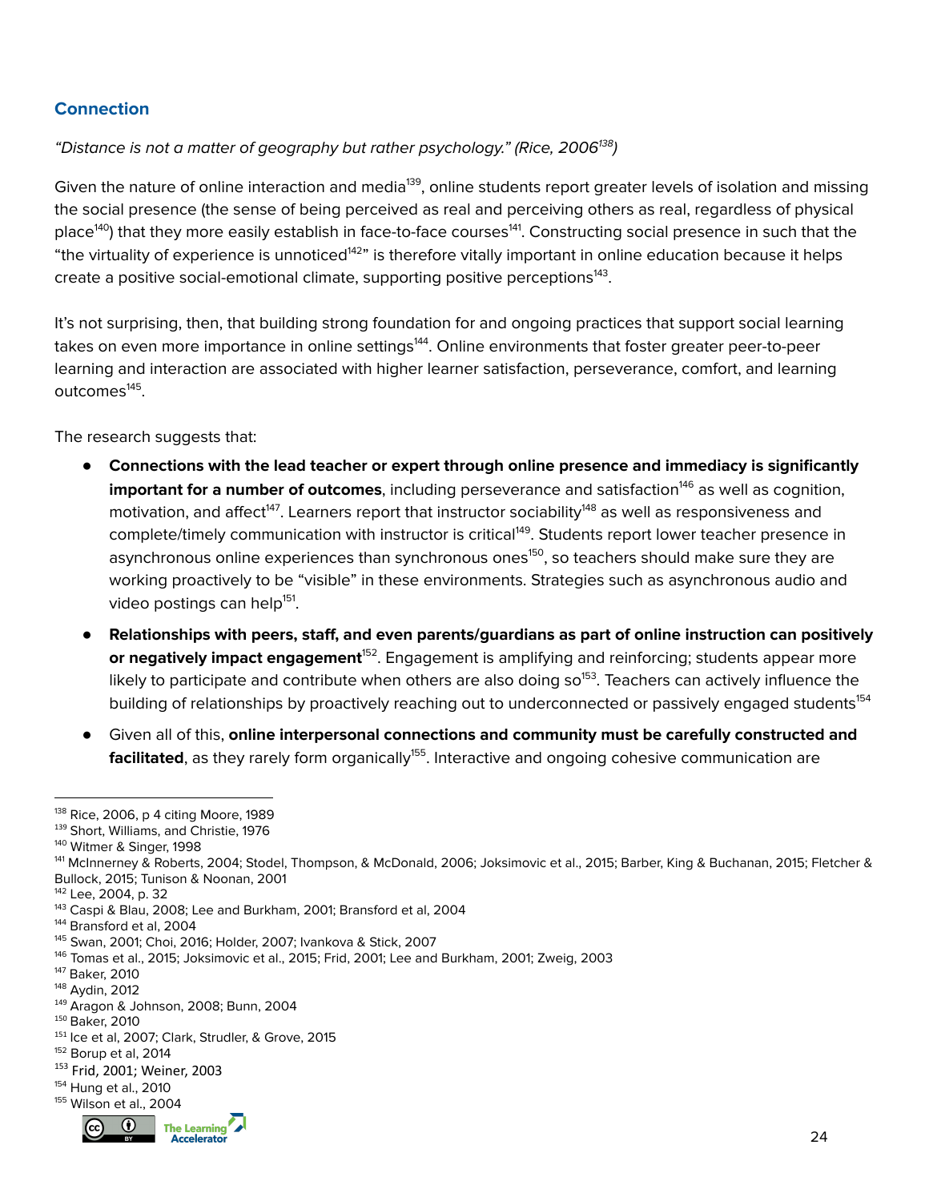## Connection

*"Distance is not a matter of geography but rather psychology." (Rice, 2006[138])*

Given the nature of online interaction and media[139], online students report greater levels of isolation and missing the social presence (the sense of being perceived as real and perceiving others as real, regardless of physical place[140]) that they more easily establish in face-to-face courses[141]. Constructing social presence in such that the "the virtuality of experience is unnoticed[142]" is therefore vitally important in online education because it helps create a positive social-emotional climate, supporting positive perceptions[143].

It's not surprising, then, that building strong foundation for and ongoing practices that support social learning takes on even more importance in online settings[144]. Online environments that foster greater peer-to-peer learning and interaction are associated with higher learner satisfaction, perseverance, comfort, and learning outcomes[145].

The research suggests that:

- **Connections with the lead teacher or expert through online presence and immediacy is significantly important for a number of outcomes**, including perseverance and satisfaction[146] as well as cognition, motivation, and affect[147]. Learners report that instructor sociability[148] as well as responsiveness and complete/timely communication with instructor is critical[149]. Students report lower teacher presence in asynchronous online experiences than synchronous ones[150], so teachers should make sure they are working proactively to be "visible" in these environments. Strategies such as asynchronous audio and video postings can help[151].
- **Relationships with peers, staff, and even parents/guardians as part of online instruction can positively or negatively impact engagement**[152]. Engagement is amplifying and reinforcing; students appear more likely to participate and contribute when others are also doing so[153]. Teachers can actively influence the building of relationships by proactively reaching out to underconnected or passively engaged students[154]
- Given all of this, **online interpersonal connections and community must be carefully constructed and facilitated**, as they rarely form organically[155]. Interactive and ongoing cohesive communication are

---

[138] Rice, 2006, p 4 citing Moore, 1989
[139] Short, Williams, and Christie, 1976
[140] Witmer & Singer, 1998
[141] McInnerney & Roberts, 2004; Stodel, Thompson, & McDonald, 2006; Joksimovic et al., 2015; Barber, King & Buchanan, 2015; Fletcher & Bullock, 2015; Tunison & Noonan, 2001
[142] Lee, 2004, p. 32
[143] Caspi & Blau, 2008; Lee and Burkham, 2001; Bransford et al, 2004
[144] Bransford et al, 2004
[145] Swan, 2001; Choi, 2016; Holder, 2007; Ivankova & Stick, 2007
[146] Tomas et al., 2015; Joksimovic et al., 2015; Frid, 2001; Lee and Burkham, 2001; Zweig, 2003
[147] Baker, 2010
[148] Aydin, 2012
[149] Aragon & Johnson, 2008; Bunn, 2004
[150] Baker, 2010
[151] Ice et al, 2007; Clark, Strudler, & Grove, 2015
[152] Borup et al, 2014
[153] Frid, 2001; Weiner, 2003
[154] Hung et al., 2010
[155] Wilson et al., 2004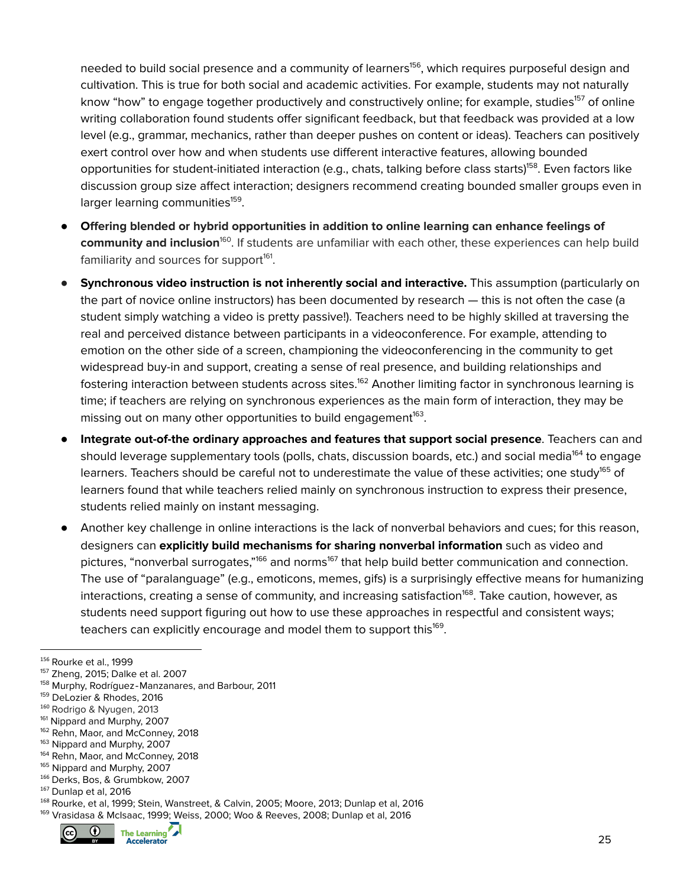needed to build social presence and a community of learners[156], which requires purposeful design and cultivation. This is true for both social and academic activities. For example, students may not naturally know "how" to engage together productively and constructively online; for example, studies[157] of online writing collaboration found students offer significant feedback, but that feedback was provided at a low level (e.g., grammar, mechanics, rather than deeper pushes on content or ideas). Teachers can positively exert control over how and when students use different interactive features, allowing bounded opportunities for student-initiated interaction (e.g., chats, talking before class starts)[158]. Even factors like discussion group size affect interaction; designers recommend creating bounded smaller groups even in larger learning communities[159].

- **Offering blended or hybrid opportunities in addition to online learning can enhance feelings of community and inclusion**[160]. If students are unfamiliar with each other, these experiences can help build familiarity and sources for support[161].
- **Synchronous video instruction is not inherently social and interactive.** This assumption (particularly on the part of novice online instructors) has been documented by research — this is not often the case (a student simply watching a video is pretty passive!). Teachers need to be highly skilled at traversing the real and perceived distance between participants in a videoconference. For example, attending to emotion on the other side of a screen, championing the videoconferencing in the community to get widespread buy-in and support, creating a sense of real presence, and building relationships and fostering interaction between students across sites.[162] Another limiting factor in synchronous learning is time; if teachers are relying on synchronous experiences as the main form of interaction, they may be missing out on many other opportunities to build engagement[163].
- **Integrate out-of-the ordinary approaches and features that support social presence**. Teachers can and should leverage supplementary tools (polls, chats, discussion boards, etc.) and social media[164] to engage learners. Teachers should be careful not to underestimate the value of these activities; one study[165] of learners found that while teachers relied mainly on synchronous instruction to express their presence, students relied mainly on instant messaging.
- Another key challenge in online interactions is the lack of nonverbal behaviors and cues; for this reason, designers can **explicitly build mechanisms for sharing nonverbal information** such as video and pictures, "nonverbal surrogates,"[166] and norms[167] that help build better communication and connection. The use of "paralanguage" (e.g., emoticons, memes, gifs) is a surprisingly effective means for humanizing interactions, creating a sense of community, and increasing satisfaction[168]. Take caution, however, as students need support figuring out how to use these approaches in respectful and consistent ways; teachers can explicitly encourage and model them to support this[169].

---

[156] Rourke et al., 1999
[157] Zheng, 2015; Dalke et al. 2007
[158] Murphy, Rodríguez-Manzanares, and Barbour, 2011
[159] DeLozier & Rhodes, 2016
[160] Rodrigo & Nyugen, 2013
[161] Nippard and Murphy, 2007
[162] Rehn, Maor, and McConney, 2018
[163] Nippard and Murphy, 2007
[164] Rehn, Maor, and McConney, 2018
[165] Nippard and Murphy, 2007
[166] Derks, Bos, & Grumbkow, 2007
[167] Dunlap et al, 2016
[168] Rourke, et al, 1999; Stein, Wanstreet, & Calvin, 2005; Moore, 2013; Dunlap et al, 2016
[169] Vrasidasa & McIsaac, 1999; Weiss, 2000; Woo & Reeves, 2008; Dunlap et al, 2016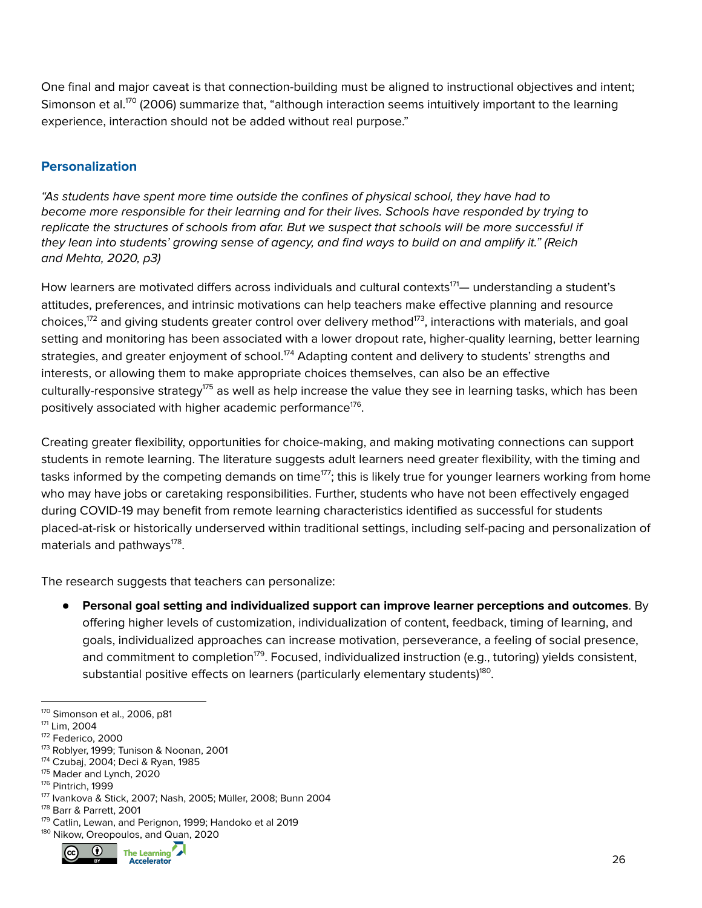One final and major caveat is that connection-building must be aligned to instructional objectives and intent; Simonson et al.[170] (2006) summarize that, "although interaction seems intuitively important to the learning experience, interaction should not be added without real purpose."

## Personalization

*"As students have spent more time outside the confines of physical school, they have had to become more responsible for their learning and for their lives. Schools have responded by trying to replicate the structures of schools from afar. But we suspect that schools will be more successful if they lean into students' growing sense of agency, and find ways to build on and amplify it." (Reich and Mehta, 2020, p3)*

How learners are motivated differs across individuals and cultural contexts[171]— understanding a student's attitudes, preferences, and intrinsic motivations can help teachers make effective planning and resource choices,[172] and giving students greater control over delivery method[173], interactions with materials, and goal setting and monitoring has been associated with a lower dropout rate, higher-quality learning, better learning strategies, and greater enjoyment of school.[174] Adapting content and delivery to students' strengths and interests, or allowing them to make appropriate choices themselves, can also be an effective culturally-responsive strategy[175] as well as help increase the value they see in learning tasks, which has been positively associated with higher academic performance[176].

Creating greater flexibility, opportunities for choice-making, and making motivating connections can support students in remote learning. The literature suggests adult learners need greater flexibility, with the timing and tasks informed by the competing demands on time[177]; this is likely true for younger learners working from home who may have jobs or caretaking responsibilities. Further, students who have not been effectively engaged during COVID-19 may benefit from remote learning characteristics identified as successful for students placed-at-risk or historically underserved within traditional settings, including self-pacing and personalization of materials and pathways[178].

The research suggests that teachers can personalize:

- **Personal goal setting and individualized support can improve learner perceptions and outcomes**. By offering higher levels of customization, individualization of content, feedback, timing of learning, and goals, individualized approaches can increase motivation, perseverance, a feeling of social presence, and commitment to completion[179]. Focused, individualized instruction (e.g., tutoring) yields consistent, substantial positive effects on learners (particularly elementary students)[180].

---

[170] Simonson et al., 2006, p81
[171] Lim, 2004
[172] Federico, 2000
[173] Roblyer, 1999; Tunison & Noonan, 2001
[174] Czubaj, 2004; Deci & Ryan, 1985
[175] Mader and Lynch, 2020
[176] Pintrich, 1999
[177] Ivankova & Stick, 2007; Nash, 2005; Müller, 2008; Bunn 2004
[178] Barr & Parrett, 2001
[179] Catlin, Lewan, and Perignon, 1999; Handoko et al 2019
[180] Nikow, Oreopoulos, and Quan, 2020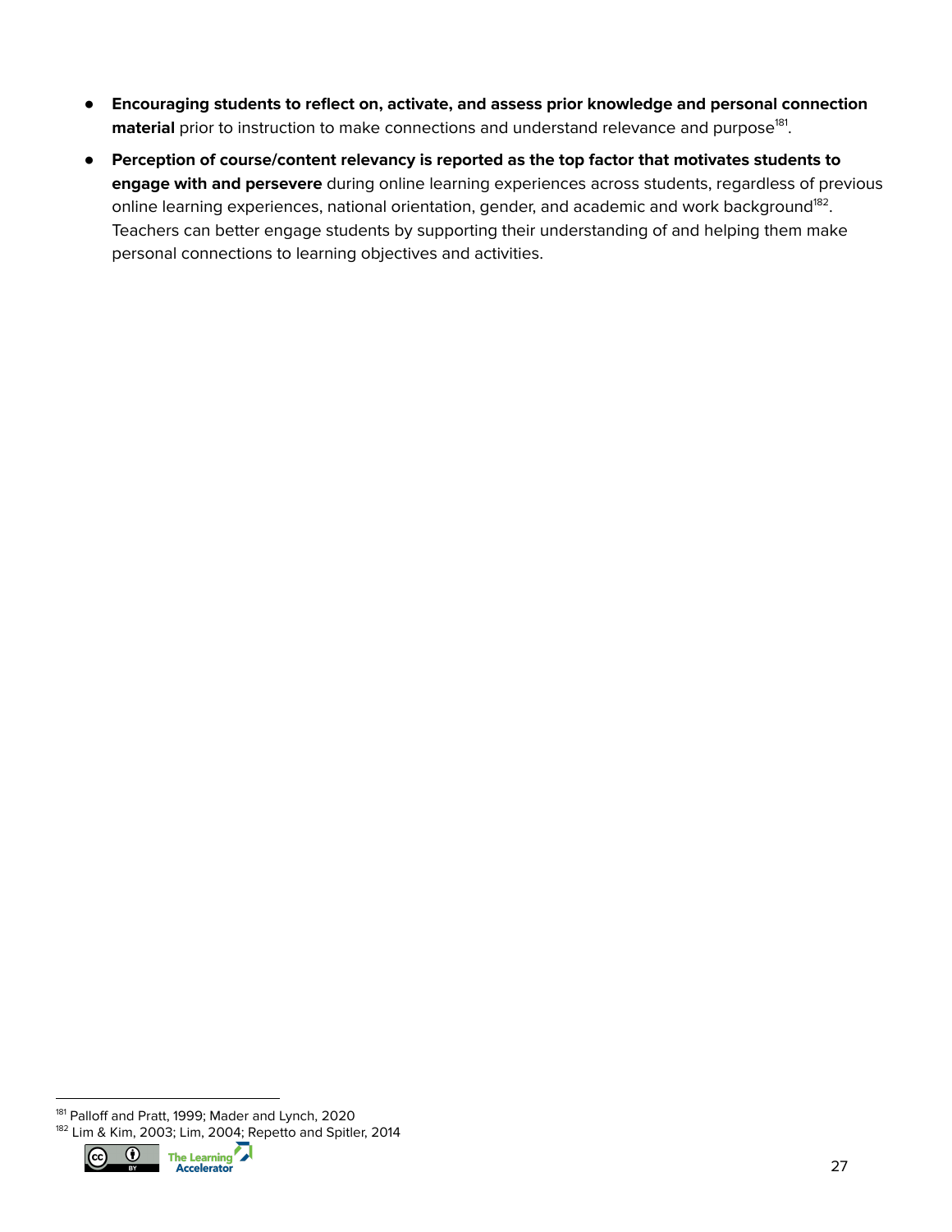- **Encouraging students to reflect on, activate, and assess prior knowledge and personal connection material** prior to instruction to make connections and understand relevance and purpose[181].
- **Perception of course/content relevancy is reported as the top factor that motivates students to engage with and persevere** during online learning experiences across students, regardless of previous online learning experiences, national orientation, gender, and academic and work background[182]. Teachers can better engage students by supporting their understanding of and helping them make personal connections to learning objectives and activities.

[181] Palloff and Pratt, 1999; Mader and Lynch, 2020

[182] Lim & Kim, 2003; Lim, 2004; Repetto and Spitler, 2014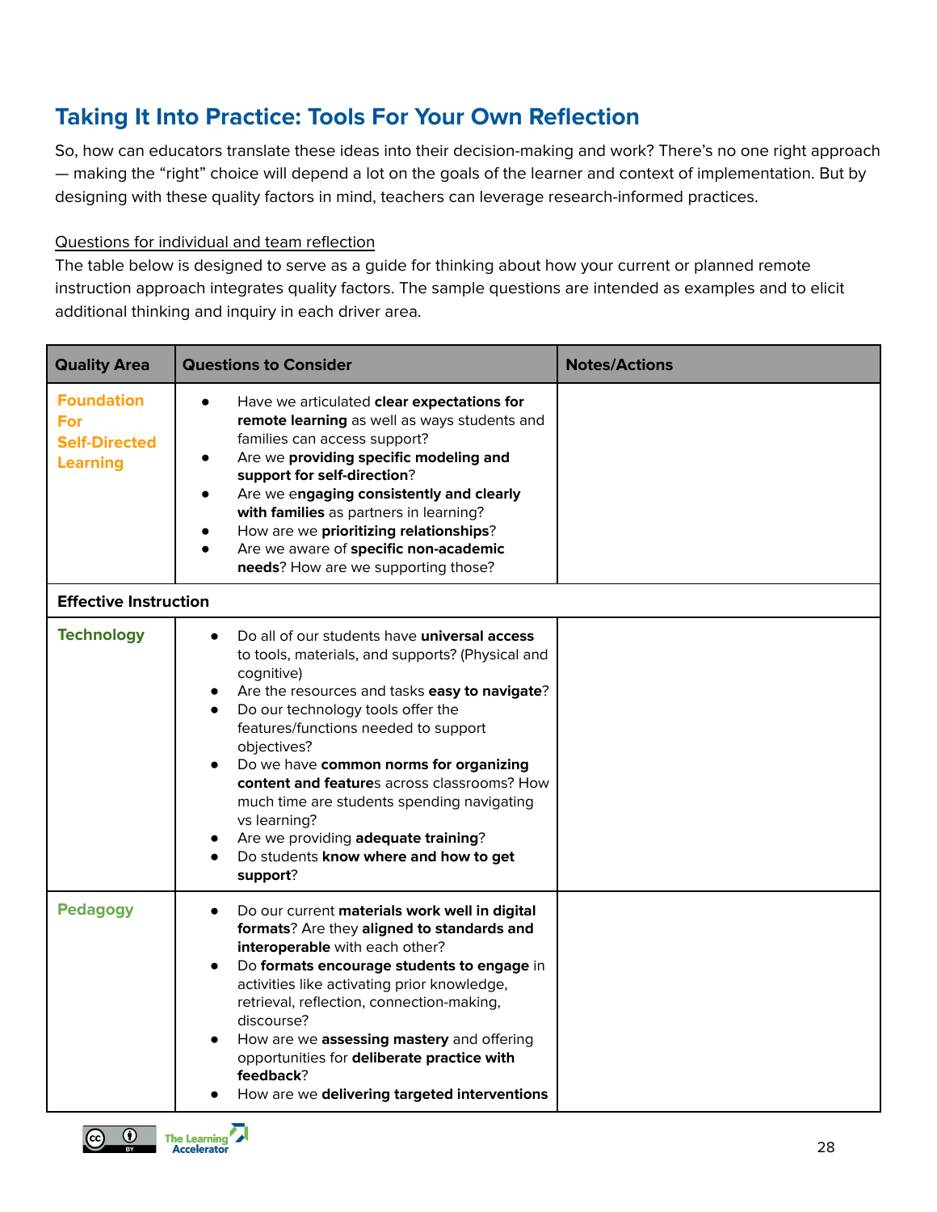## Taking It Into Practice: Tools For Your Own Reflection

So, how can educators translate these ideas into their decision-making and work? There's no one right approach — making the "right" choice will depend a lot on the goals of the learner and context of implementation. But by designing with these quality factors in mind, teachers can leverage research-informed practices.

Questions for individual and team reflection

The table below is designed to serve as a guide for thinking about how your current or planned remote instruction approach integrates quality factors. The sample questions are intended as examples and to elicit additional thinking and inquiry in each driver area.

| Quality Area | Questions to Consider | Notes/Actions |
|---|---|---|
| **Foundation For Self-Directed Learning** | • Have we articulated **clear expectations for remote learning** as well as ways students and families can access support?<br>• Are we **providing specific modeling and support for self-direction**?<br>• Are we e**ngaging consistently and clearly with families** as partners in learning?<br>• How are we **prioritizing relationships**?<br>• Are we aware of **specific non-academic needs**? How are we supporting those? | |
| **Effective Instruction** | | |
| **Technology** | • Do all of our students have **universal access** to tools, materials, and supports? (Physical and cognitive)<br>• Are the resources and tasks **easy to navigate**?<br>• Do our technology tools offer the features/functions needed to support objectives?<br>• Do we have **common norms for organizing content and feature**s across classrooms? How much time are students spending navigating vs learning?<br>• Are we providing **adequate training**?<br>• Do students **know where and how to get support**? | |
| **Pedagogy** | • Do our current **materials work well in digital formats**? Are they **aligned to standards and interoperable** with each other?<br>• Do **formats encourage students to engage** in activities like activating prior knowledge, retrieval, reflection, connection-making, discourse?<br>• How are we **assessing mastery** and offering opportunities for **deliberate practice with feedback**?<br>• How are we **delivering targeted interventions** | |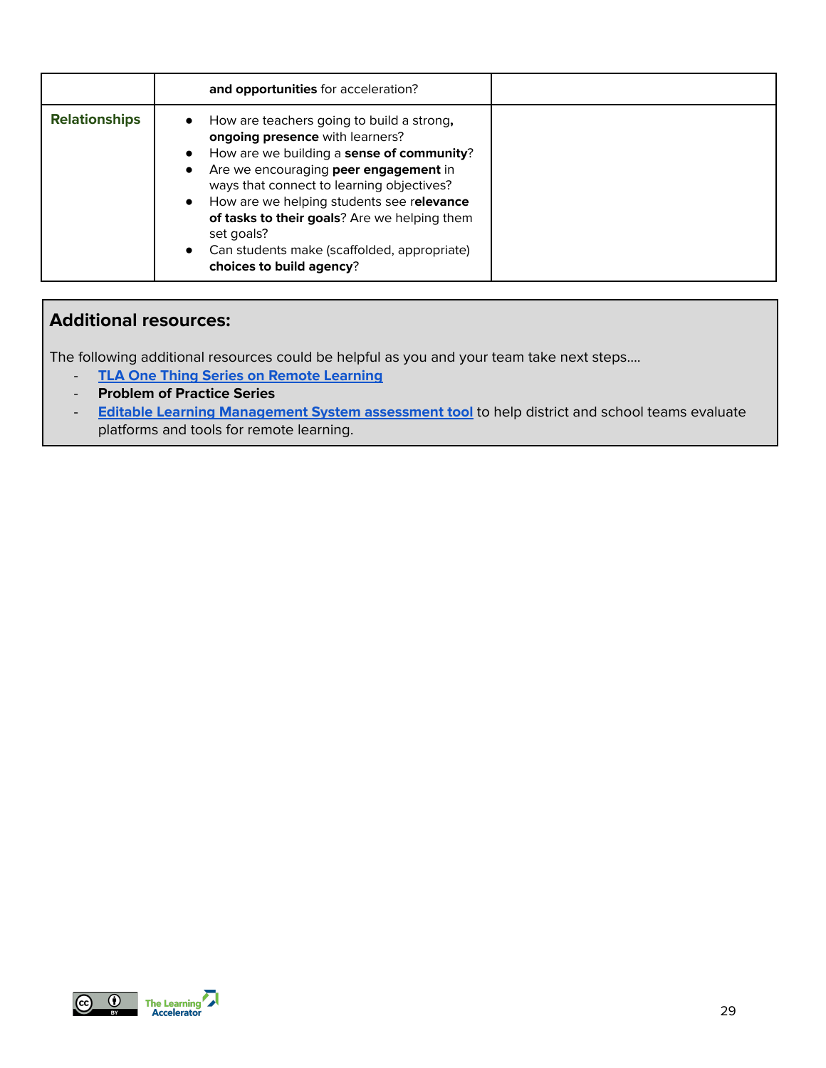| | | |
|---|---|---|
| | **and opportunities** for acceleration? | |
| **Relationships** | • How are teachers going to build a strong**, ongoing presence** with learners?<br>• How are we building a **sense of community**?<br>• Are we encouraging **peer engagement** in ways that connect to learning objectives?<br>• How are we helping students see r**elevance of tasks to their goals**? Are we helping them set goals?<br>• Can students make (scaffolded, appropriate) **choices to build agency**? | |

## Additional resources:

The following additional resources could be helpful as you and your team take next steps….

- **TLA One Thing Series on Remote Learning**
- **Problem of Practice Series**
- **Editable Learning Management System assessment tool** to help district and school teams evaluate platforms and tools for remote learning.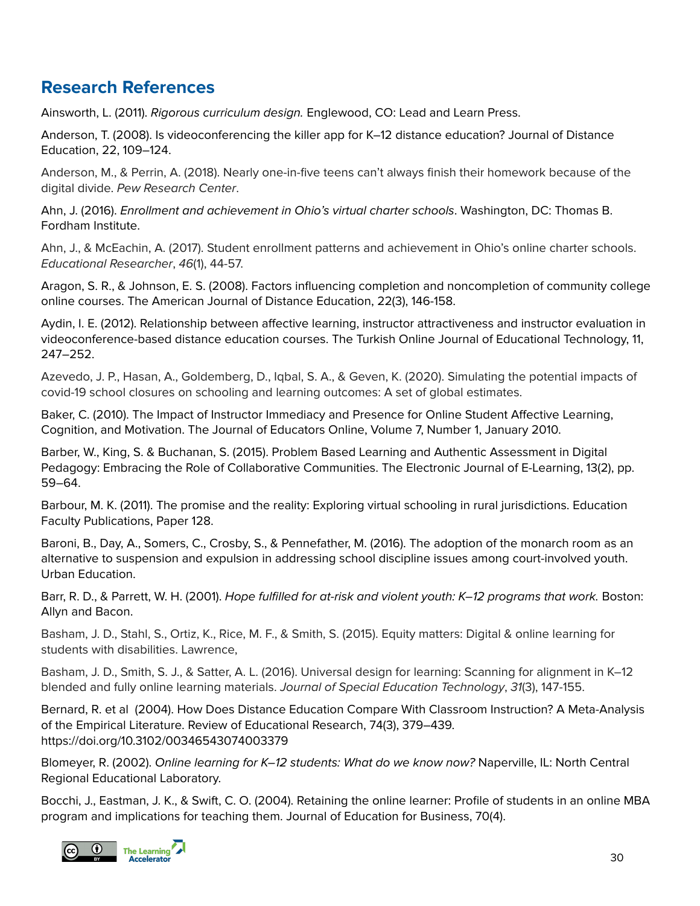## Research References

Ainsworth, L. (2011). *Rigorous curriculum design.* Englewood, CO: Lead and Learn Press.

Anderson, T. (2008). Is videoconferencing the killer app for K–12 distance education? Journal of Distance Education, 22, 109–124.

Anderson, M., & Perrin, A. (2018). Nearly one-in-five teens can't always finish their homework because of the digital divide. *Pew Research Center*.

Ahn, J. (2016). *Enrollment and achievement in Ohio's virtual charter schools*. Washington, DC: Thomas B. Fordham Institute.

Ahn, J., & McEachin, A. (2017). Student enrollment patterns and achievement in Ohio's online charter schools. *Educational Researcher*, *46*(1), 44-57.

Aragon, S. R., & Johnson, E. S. (2008). Factors influencing completion and noncompletion of community college online courses. The American Journal of Distance Education, 22(3), 146-158.

Aydin, I. E. (2012). Relationship between affective learning, instructor attractiveness and instructor evaluation in videoconference-based distance education courses. The Turkish Online Journal of Educational Technology, 11, 247–252.

Azevedo, J. P., Hasan, A., Goldemberg, D., Iqbal, S. A., & Geven, K. (2020). Simulating the potential impacts of covid-19 school closures on schooling and learning outcomes: A set of global estimates.

Baker, C. (2010). The Impact of Instructor Immediacy and Presence for Online Student Affective Learning, Cognition, and Motivation. The Journal of Educators Online, Volume 7, Number 1, January 2010.

Barber, W., King, S. & Buchanan, S. (2015). Problem Based Learning and Authentic Assessment in Digital Pedagogy: Embracing the Role of Collaborative Communities. The Electronic Journal of E-Learning, 13(2), pp. 59–64.

Barbour, M. K. (2011). The promise and the reality: Exploring virtual schooling in rural jurisdictions. Education Faculty Publications, Paper 128.

Baroni, B., Day, A., Somers, C., Crosby, S., & Pennefather, M. (2016). The adoption of the monarch room as an alternative to suspension and expulsion in addressing school discipline issues among court-involved youth. Urban Education.

Barr, R. D., & Parrett, W. H. (2001). *Hope fulfilled for at-risk and violent youth: K–12 programs that work.* Boston: Allyn and Bacon.

Basham, J. D., Stahl, S., Ortiz, K., Rice, M. F., & Smith, S. (2015). Equity matters: Digital & online learning for students with disabilities. Lawrence,

Basham, J. D., Smith, S. J., & Satter, A. L. (2016). Universal design for learning: Scanning for alignment in K–12 blended and fully online learning materials. *Journal of Special Education Technology*, *31*(3), 147-155.

Bernard, R. et al (2004). How Does Distance Education Compare With Classroom Instruction? A Meta-Analysis of the Empirical Literature. Review of Educational Research, 74(3), 379–439. https://doi.org/10.3102/00346543074003379

Blomeyer, R. (2002). *Online learning for K–12 students: What do we know now?* Naperville, IL: North Central Regional Educational Laboratory.

Bocchi, J., Eastman, J. K., & Swift, C. O. (2004). Retaining the online learner: Profile of students in an online MBA program and implications for teaching them. Journal of Education for Business, 70(4).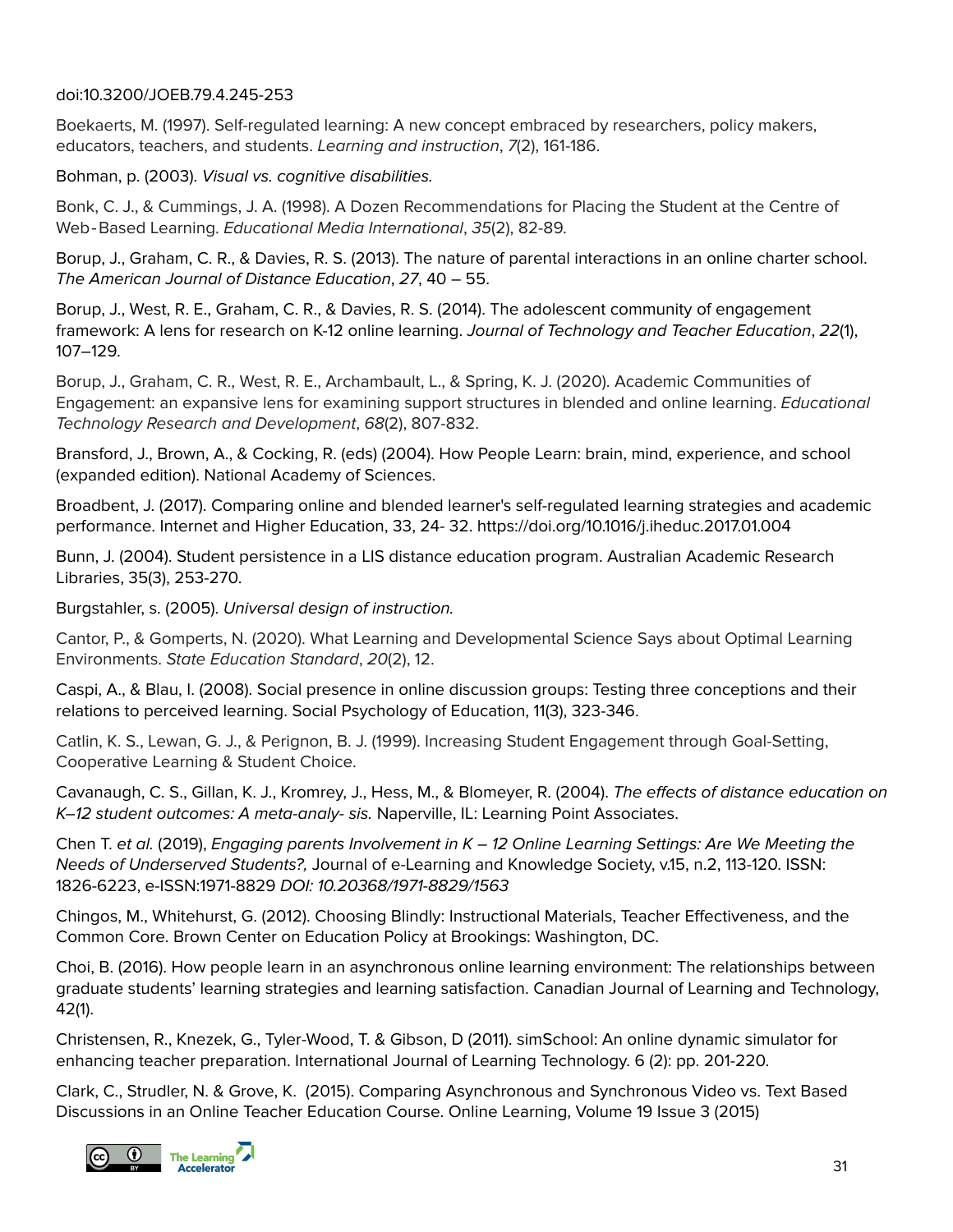doi:10.3200/JOEB.79.4.245-253

Boekaerts, M. (1997). Self-regulated learning: A new concept embraced by researchers, policy makers, educators, teachers, and students. *Learning and instruction*, *7*(2), 161-186.

Bohman, p. (2003). *Visual vs. cognitive disabilities.*

Bonk, C. J., & Cummings, J. A. (1998). A Dozen Recommendations for Placing the Student at the Centre of Web-Based Learning. *Educational Media International*, *35*(2), 82-89.

Borup, J., Graham, C. R., & Davies, R. S. (2013). The nature of parental interactions in an online charter school. *The American Journal of Distance Education*, *27*, 40 – 55.

Borup, J., West, R. E., Graham, C. R., & Davies, R. S. (2014). The adolescent community of engagement framework: A lens for research on K-12 online learning. *Journal of Technology and Teacher Education*, *22*(1), 107–129.

Borup, J., Graham, C. R., West, R. E., Archambault, L., & Spring, K. J. (2020). Academic Communities of Engagement: an expansive lens for examining support structures in blended and online learning. *Educational Technology Research and Development*, *68*(2), 807-832.

Bransford, J., Brown, A., & Cocking, R. (eds) (2004). How People Learn: brain, mind, experience, and school (expanded edition). National Academy of Sciences.

Broadbent, J. (2017). Comparing online and blended learner's self-regulated learning strategies and academic performance. Internet and Higher Education, 33, 24- 32. https://doi.org/10.1016/j.iheduc.2017.01.004

Bunn, J. (2004). Student persistence in a LIS distance education program. Australian Academic Research Libraries, 35(3), 253-270.

Burgstahler, s. (2005). *Universal design of instruction.*

Cantor, P., & Gomperts, N. (2020). What Learning and Developmental Science Says about Optimal Learning Environments. *State Education Standard*, *20*(2), 12.

Caspi, A., & Blau, I. (2008). Social presence in online discussion groups: Testing three conceptions and their relations to perceived learning. Social Psychology of Education, 11(3), 323-346.

Catlin, K. S., Lewan, G. J., & Perignon, B. J. (1999). Increasing Student Engagement through Goal-Setting, Cooperative Learning & Student Choice.

Cavanaugh, C. S., Gillan, K. J., Kromrey, J., Hess, M., & Blomeyer, R. (2004). *The effects of distance education on K–12 student outcomes: A meta-analy- sis.* Naperville, IL: Learning Point Associates.

Chen T. *et al.* (2019), *Engaging parents Involvement in K – 12 Online Learning Settings: Are We Meeting the Needs of Underserved Students?,* Journal of e-Learning and Knowledge Society, v.15, n.2, 113-120. ISSN: 1826-6223, e-ISSN:1971-8829 *DOI: 10.20368/1971-8829/1563*

Chingos, M., Whitehurst, G. (2012). Choosing Blindly: Instructional Materials, Teacher Effectiveness, and the Common Core. Brown Center on Education Policy at Brookings: Washington, DC.

Choi, B. (2016). How people learn in an asynchronous online learning environment: The relationships between graduate students' learning strategies and learning satisfaction. Canadian Journal of Learning and Technology, 42(1).

Christensen, R., Knezek, G., Tyler-Wood, T. & Gibson, D (2011). simSchool: An online dynamic simulator for enhancing teacher preparation. International Journal of Learning Technology. 6 (2): pp. 201-220.

Clark, C., Strudler, N. & Grove, K. (2015). Comparing Asynchronous and Synchronous Video vs. Text Based Discussions in an Online Teacher Education Course. Online Learning, Volume 19 Issue 3 (2015)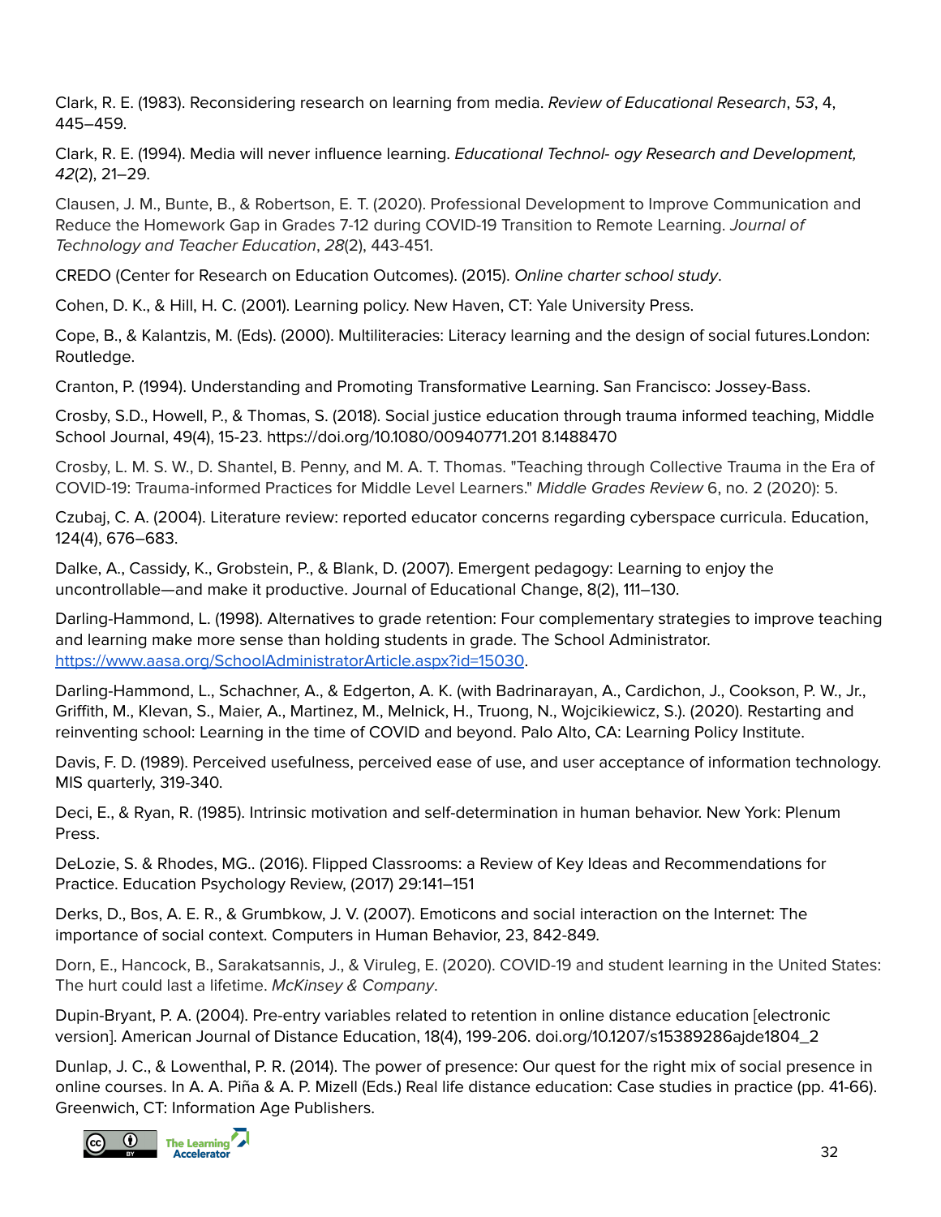Clark, R. E. (1983). Reconsidering research on learning from media. *Review of Educational Research*, *53*, 4, 445–459.

Clark, R. E. (1994). Media will never influence learning. *Educational Technol- ogy Research and Development, 42*(2), 21–29.

Clausen, J. M., Bunte, B., & Robertson, E. T. (2020). Professional Development to Improve Communication and Reduce the Homework Gap in Grades 7-12 during COVID-19 Transition to Remote Learning. *Journal of Technology and Teacher Education*, *28*(2), 443-451.

CREDO (Center for Research on Education Outcomes). (2015). *Online charter school study*.

Cohen, D. K., & Hill, H. C. (2001). Learning policy. New Haven, CT: Yale University Press.

Cope, B., & Kalantzis, M. (Eds). (2000). Multiliteracies: Literacy learning and the design of social futures.London: Routledge.

Cranton, P. (1994). Understanding and Promoting Transformative Learning. San Francisco: Jossey-Bass.

Crosby, S.D., Howell, P., & Thomas, S. (2018). Social justice education through trauma informed teaching, Middle School Journal, 49(4), 15-23. https://doi.org/10.1080/00940771.201 8.1488470

Crosby, L. M. S. W., D. Shantel, B. Penny, and M. A. T. Thomas. "Teaching through Collective Trauma in the Era of COVID-19: Trauma-informed Practices for Middle Level Learners." *Middle Grades Review* 6, no. 2 (2020): 5.

Czubaj, C. A. (2004). Literature review: reported educator concerns regarding cyberspace curricula. Education, 124(4), 676–683.

Dalke, A., Cassidy, K., Grobstein, P., & Blank, D. (2007). Emergent pedagogy: Learning to enjoy the uncontrollable—and make it productive. Journal of Educational Change, 8(2), 111–130.

Darling-Hammond, L. (1998). Alternatives to grade retention: Four complementary strategies to improve teaching and learning make more sense than holding students in grade. The School Administrator. [https://www.aasa.org/SchoolAdministratorArticle.aspx?id=15030](https://www.aasa.org/SchoolAdministratorArticle.aspx?id=15030).

Darling-Hammond, L., Schachner, A., & Edgerton, A. K. (with Badrinarayan, A., Cardichon, J., Cookson, P. W., Jr., Griffith, M., Klevan, S., Maier, A., Martinez, M., Melnick, H., Truong, N., Wojcikiewicz, S.). (2020). Restarting and reinventing school: Learning in the time of COVID and beyond. Palo Alto, CA: Learning Policy Institute.

Davis, F. D. (1989). Perceived usefulness, perceived ease of use, and user acceptance of information technology. MIS quarterly, 319-340.

Deci, E., & Ryan, R. (1985). Intrinsic motivation and self-determination in human behavior. New York: Plenum Press.

DeLozie, S. & Rhodes, MG.. (2016). Flipped Classrooms: a Review of Key Ideas and Recommendations for Practice. Education Psychology Review, (2017) 29:141–151

Derks, D., Bos, A. E. R., & Grumbkow, J. V. (2007). Emoticons and social interaction on the Internet: The importance of social context. Computers in Human Behavior, 23, 842-849.

Dorn, E., Hancock, B., Sarakatsannis, J., & Viruleg, E. (2020). COVID-19 and student learning in the United States: The hurt could last a lifetime. *McKinsey & Company*.

Dupin-Bryant, P. A. (2004). Pre-entry variables related to retention in online distance education [electronic version]. American Journal of Distance Education, 18(4), 199-206. doi.org/10.1207/s15389286ajde1804_2

Dunlap, J. C., & Lowenthal, P. R. (2014). The power of presence: Our quest for the right mix of social presence in online courses. In A. A. Piña & A. P. Mizell (Eds.) Real life distance education: Case studies in practice (pp. 41-66). Greenwich, CT: Information Age Publishers.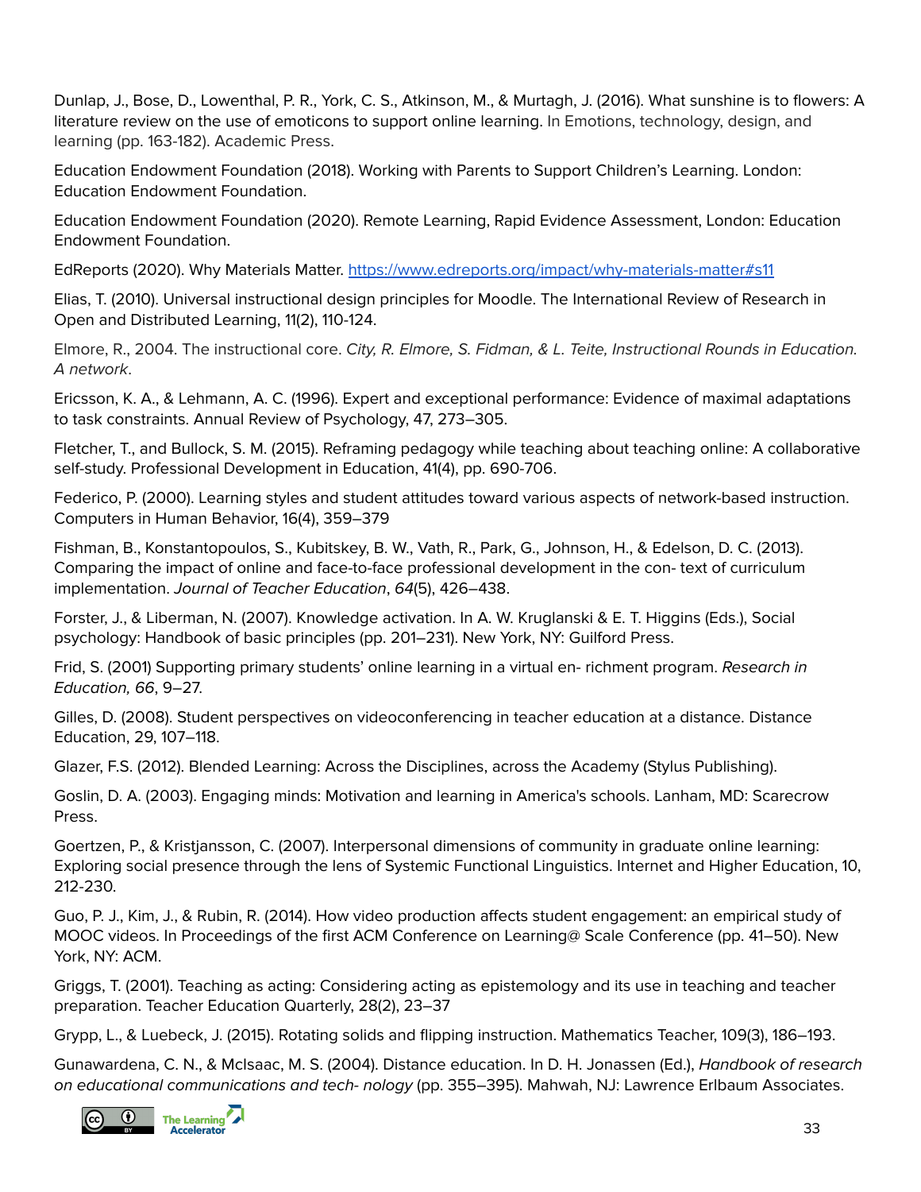Dunlap, J., Bose, D., Lowenthal, P. R., York, C. S., Atkinson, M., & Murtagh, J. (2016). What sunshine is to flowers: A literature review on the use of emoticons to support online learning. In Emotions, technology, design, and learning (pp. 163-182). Academic Press.

Education Endowment Foundation (2018). Working with Parents to Support Children's Learning. London: Education Endowment Foundation.

Education Endowment Foundation (2020). Remote Learning, Rapid Evidence Assessment, London: Education Endowment Foundation.

EdReports (2020). Why Materials Matter. [https://www.edreports.org/impact/why-materials-matter#s11](https://www.edreports.org/impact/why-materials-matter#s11)

Elias, T. (2010). Universal instructional design principles for Moodle. The International Review of Research in Open and Distributed Learning, 11(2), 110-124.

Elmore, R., 2004. The instructional core. *City, R. Elmore, S. Fidman, & L. Teite, Instructional Rounds in Education. A network*.

Ericsson, K. A., & Lehmann, A. C. (1996). Expert and exceptional performance: Evidence of maximal adaptations to task constraints. Annual Review of Psychology, 47, 273–305.

Fletcher, T., and Bullock, S. M. (2015). Reframing pedagogy while teaching about teaching online: A collaborative self-study. Professional Development in Education, 41(4), pp. 690-706.

Federico, P. (2000). Learning styles and student attitudes toward various aspects of network-based instruction. Computers in Human Behavior, 16(4), 359–379

Fishman, B., Konstantopoulos, S., Kubitskey, B. W., Vath, R., Park, G., Johnson, H., & Edelson, D. C. (2013). Comparing the impact of online and face-to-face professional development in the con- text of curriculum implementation. *Journal of Teacher Education*, *64*(5), 426–438.

Forster, J., & Liberman, N. (2007). Knowledge activation. In A. W. Kruglanski & E. T. Higgins (Eds.), Social psychology: Handbook of basic principles (pp. 201–231). New York, NY: Guilford Press.

Frid, S. (2001) Supporting primary students' online learning in a virtual en- richment program. *Research in Education, 66*, 9–27.

Gilles, D. (2008). Student perspectives on videoconferencing in teacher education at a distance. Distance Education, 29, 107–118.

Glazer, F.S. (2012). Blended Learning: Across the Disciplines, across the Academy (Stylus Publishing).

Goslin, D. A. (2003). Engaging minds: Motivation and learning in America's schools. Lanham, MD: Scarecrow Press.

Goertzen, P., & Kristjansson, C. (2007). Interpersonal dimensions of community in graduate online learning: Exploring social presence through the lens of Systemic Functional Linguistics. Internet and Higher Education, 10, 212-230.

Guo, P. J., Kim, J., & Rubin, R. (2014). How video production affects student engagement: an empirical study of MOOC videos. In Proceedings of the first ACM Conference on Learning@ Scale Conference (pp. 41–50). New York, NY: ACM.

Griggs, T. (2001). Teaching as acting: Considering acting as epistemology and its use in teaching and teacher preparation. Teacher Education Quarterly, 28(2), 23–37

Grypp, L., & Luebeck, J. (2015). Rotating solids and flipping instruction. Mathematics Teacher, 109(3), 186–193.

Gunawardena, C. N., & McIsaac, M. S. (2004). Distance education. In D. H. Jonassen (Ed.), *Handbook of research on educational communications and tech- nology* (pp. 355–395). Mahwah, NJ: Lawrence Erlbaum Associates.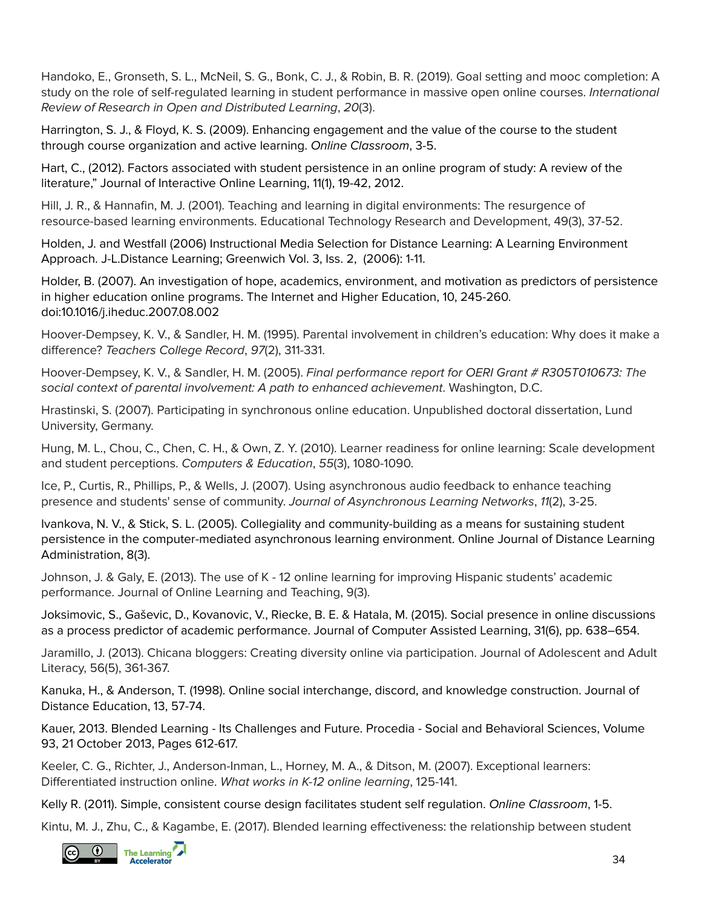Handoko, E., Gronseth, S. L., McNeil, S. G., Bonk, C. J., & Robin, B. R. (2019). Goal setting and mooc completion: A study on the role of self-regulated learning in student performance in massive open online courses. *International Review of Research in Open and Distributed Learning*, *20*(3).

Harrington, S. J., & Floyd, K. S. (2009). Enhancing engagement and the value of the course to the student through course organization and active learning. *Online Classroom*, 3-5.

Hart, C., (2012). Factors associated with student persistence in an online program of study: A review of the literature," Journal of Interactive Online Learning, 11(1), 19-42, 2012.

Hill, J. R., & Hannafin, M. J. (2001). Teaching and learning in digital environments: The resurgence of resource-based learning environments. Educational Technology Research and Development, 49(3), 37-52.

Holden, J. and Westfall (2006) Instructional Media Selection for Distance Learning: A Learning Environment Approach. J-L.Distance Learning; Greenwich Vol. 3, Iss. 2, (2006): 1-11.

Holder, B. (2007). An investigation of hope, academics, environment, and motivation as predictors of persistence in higher education online programs. The Internet and Higher Education, 10, 245-260. doi:10.1016/j.iheduc.2007.08.002

Hoover-Dempsey, K. V., & Sandler, H. M. (1995). Parental involvement in children's education: Why does it make a difference? *Teachers College Record*, *97*(2), 311-331.

Hoover-Dempsey, K. V., & Sandler, H. M. (2005). *Final performance report for OERI Grant # R305T010673: The social context of parental involvement: A path to enhanced achievement*. Washington, D.C.

Hrastinski, S. (2007). Participating in synchronous online education. Unpublished doctoral dissertation, Lund University, Germany.

Hung, M. L., Chou, C., Chen, C. H., & Own, Z. Y. (2010). Learner readiness for online learning: Scale development and student perceptions. *Computers & Education*, *55*(3), 1080-1090.

Ice, P., Curtis, R., Phillips, P., & Wells, J. (2007). Using asynchronous audio feedback to enhance teaching presence and students' sense of community. *Journal of Asynchronous Learning Networks*, *11*(2), 3-25.

Ivankova, N. V., & Stick, S. L. (2005). Collegiality and community-building as a means for sustaining student persistence in the computer-mediated asynchronous learning environment. Online Journal of Distance Learning Administration, 8(3).

Johnson, J. & Galy, E. (2013). The use of K - 12 online learning for improving Hispanic students' academic performance. Journal of Online Learning and Teaching, 9(3).

Joksimovic, S., Gaševic, D., Kovanovic, V., Riecke, B. E. & Hatala, M. (2015). Social presence in online discussions as a process predictor of academic performance. Journal of Computer Assisted Learning, 31(6), pp. 638–654.

Jaramillo, J. (2013). Chicana bloggers: Creating diversity online via participation. Journal of Adolescent and Adult Literacy, 56(5), 361-367.

Kanuka, H., & Anderson, T. (1998). Online social interchange, discord, and knowledge construction. Journal of Distance Education, 13, 57-74.

Kauer, 2013. Blended Learning - Its Challenges and Future. Procedia - Social and Behavioral Sciences, Volume 93, 21 October 2013, Pages 612-617.

Keeler, C. G., Richter, J., Anderson-Inman, L., Horney, M. A., & Ditson, M. (2007). Exceptional learners: Differentiated instruction online. *What works in K-12 online learning*, 125-141.

Kelly R. (2011). Simple, consistent course design facilitates student self regulation. *Online Classroom*, 1-5.

Kintu, M. J., Zhu, C., & Kagambe, E. (2017). Blended learning effectiveness: the relationship between student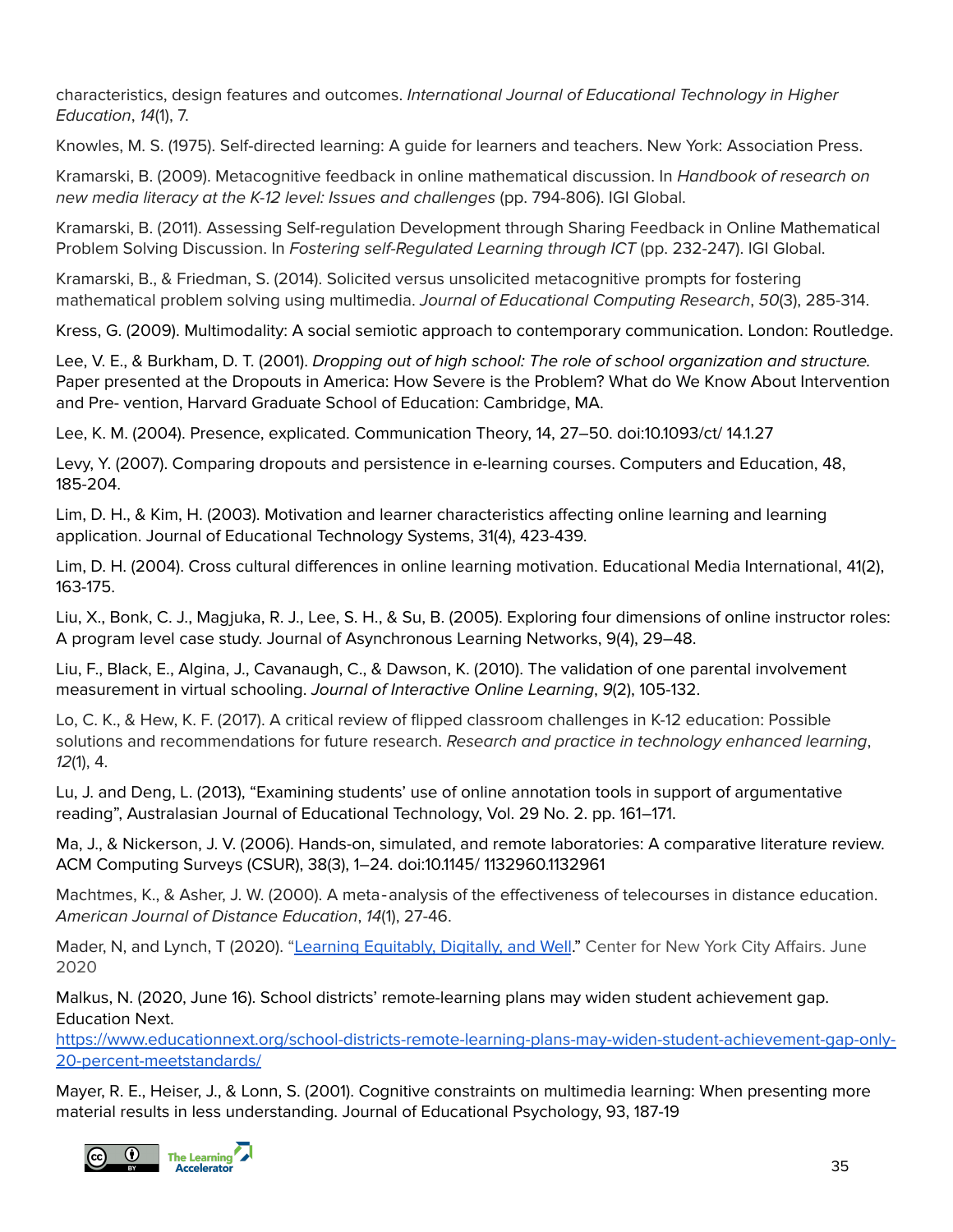characteristics, design features and outcomes. *International Journal of Educational Technology in Higher Education*, *14*(1), 7.

Knowles, M. S. (1975). Self-directed learning: A guide for learners and teachers. New York: Association Press.

Kramarski, B. (2009). Metacognitive feedback in online mathematical discussion. In *Handbook of research on new media literacy at the K-12 level: Issues and challenges* (pp. 794-806). IGI Global.

Kramarski, B. (2011). Assessing Self-regulation Development through Sharing Feedback in Online Mathematical Problem Solving Discussion. In *Fostering self-Regulated Learning through ICT* (pp. 232-247). IGI Global.

Kramarski, B., & Friedman, S. (2014). Solicited versus unsolicited metacognitive prompts for fostering mathematical problem solving using multimedia. *Journal of Educational Computing Research*, *50*(3), 285-314.

Kress, G. (2009). Multimodality: A social semiotic approach to contemporary communication. London: Routledge.

Lee, V. E., & Burkham, D. T. (2001). *Dropping out of high school: The role of school organization and structure.* Paper presented at the Dropouts in America: How Severe is the Problem? What do We Know About Intervention and Pre- vention, Harvard Graduate School of Education: Cambridge, MA.

Lee, K. M. (2004). Presence, explicated. Communication Theory, 14, 27–50. doi:10.1093/ct/ 14.1.27

Levy, Y. (2007). Comparing dropouts and persistence in e-learning courses. Computers and Education, 48, 185-204.

Lim, D. H., & Kim, H. (2003). Motivation and learner characteristics affecting online learning and learning application. Journal of Educational Technology Systems, 31(4), 423-439.

Lim, D. H. (2004). Cross cultural differences in online learning motivation. Educational Media International, 41(2), 163-175.

Liu, X., Bonk, C. J., Magjuka, R. J., Lee, S. H., & Su, B. (2005). Exploring four dimensions of online instructor roles: A program level case study. Journal of Asynchronous Learning Networks, 9(4), 29–48.

Liu, F., Black, E., Algina, J., Cavanaugh, C., & Dawson, K. (2010). The validation of one parental involvement measurement in virtual schooling. *Journal of Interactive Online Learning*, *9*(2), 105-132.

Lo, C. K., & Hew, K. F. (2017). A critical review of flipped classroom challenges in K-12 education: Possible solutions and recommendations for future research. *Research and practice in technology enhanced learning*, *12*(1), 4.

Lu, J. and Deng, L. (2013), "Examining students' use of online annotation tools in support of argumentative reading", Australasian Journal of Educational Technology, Vol. 29 No. 2. pp. 161–171.

Ma, J., & Nickerson, J. V. (2006). Hands-on, simulated, and remote laboratories: A comparative literature review. ACM Computing Surveys (CSUR), 38(3), 1–24. doi:10.1145/ 1132960.1132961

Machtmes, K., & Asher, J. W. (2000). A meta-analysis of the effectiveness of telecourses in distance education. *American Journal of Distance Education*, *14*(1), 27-46.

Mader, N, and Lynch, T (2020). "Learning Equitably, Digitally, and Well." Center for New York City Affairs. June 2020

Malkus, N. (2020, June 16). School districts' remote-learning plans may widen student achievement gap. Education Next. https://www.educationnext.org/school-districts-remote-learning-plans-may-widen-student-achievement-gap-only-20-percent-meetstandards/

Mayer, R. E., Heiser, J., & Lonn, S. (2001). Cognitive constraints on multimedia learning: When presenting more material results in less understanding. Journal of Educational Psychology, 93, 187-19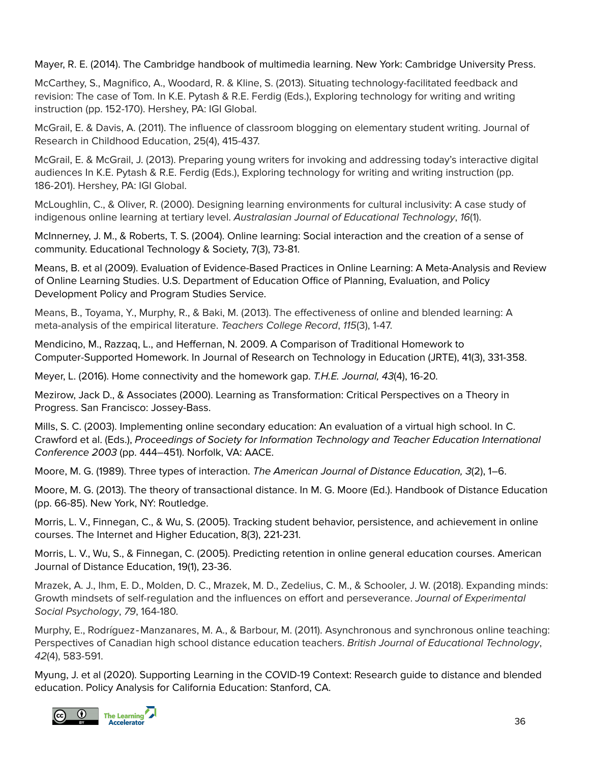Mayer, R. E. (2014). The Cambridge handbook of multimedia learning. New York: Cambridge University Press.

McCarthey, S., Magnifico, A., Woodard, R. & Kline, S. (2013). Situating technology-facilitated feedback and revision: The case of Tom. In K.E. Pytash & R.E. Ferdig (Eds.), Exploring technology for writing and writing instruction (pp. 152-170). Hershey, PA: IGI Global.

McGrail, E. & Davis, A. (2011). The influence of classroom blogging on elementary student writing. Journal of Research in Childhood Education, 25(4), 415-437.

McGrail, E. & McGrail, J. (2013). Preparing young writers for invoking and addressing today's interactive digital audiences In K.E. Pytash & R.E. Ferdig (Eds.), Exploring technology for writing and writing instruction (pp. 186-201). Hershey, PA: IGI Global.

McLoughlin, C., & Oliver, R. (2000). Designing learning environments for cultural inclusivity: A case study of indigenous online learning at tertiary level. *Australasian Journal of Educational Technology*, *16*(1).

McInnerney, J. M., & Roberts, T. S. (2004). Online learning: Social interaction and the creation of a sense of community. Educational Technology & Society, 7(3), 73-81.

Means, B. et al (2009). Evaluation of Evidence-Based Practices in Online Learning: A Meta-Analysis and Review of Online Learning Studies. U.S. Department of Education Office of Planning, Evaluation, and Policy Development Policy and Program Studies Service.

Means, B., Toyama, Y., Murphy, R., & Baki, M. (2013). The effectiveness of online and blended learning: A meta-analysis of the empirical literature. *Teachers College Record*, *115*(3), 1-47.

Mendicino, M., Razzaq, L., and Heffernan, N. 2009. A Comparison of Traditional Homework to Computer-Supported Homework. In Journal of Research on Technology in Education (JRTE), 41(3), 331-358.

Meyer, L. (2016). Home connectivity and the homework gap. *T.H.E. Journal, 43*(4), 16-20.

Mezirow, Jack D., & Associates (2000). Learning as Transformation: Critical Perspectives on a Theory in Progress. San Francisco: Jossey-Bass.

Mills, S. C. (2003). Implementing online secondary education: An evaluation of a virtual high school. In C. Crawford et al. (Eds.), *Proceedings of Society for Information Technology and Teacher Education International Conference 2003* (pp. 444–451). Norfolk, VA: AACE.

Moore, M. G. (1989). Three types of interaction. *The American Journal of Distance Education, 3*(2), 1–6.

Moore, M. G. (2013). The theory of transactional distance. In M. G. Moore (Ed.). Handbook of Distance Education (pp. 66-85). New York, NY: Routledge.

Morris, L. V., Finnegan, C., & Wu, S. (2005). Tracking student behavior, persistence, and achievement in online courses. The Internet and Higher Education, 8(3), 221-231.

Morris, L. V., Wu, S., & Finnegan, C. (2005). Predicting retention in online general education courses. American Journal of Distance Education, 19(1), 23-36.

Mrazek, A. J., Ihm, E. D., Molden, D. C., Mrazek, M. D., Zedelius, C. M., & Schooler, J. W. (2018). Expanding minds: Growth mindsets of self-regulation and the influences on effort and perseverance. *Journal of Experimental Social Psychology*, *79*, 164-180.

Murphy, E., Rodríguez‐Manzanares, M. A., & Barbour, M. (2011). Asynchronous and synchronous online teaching: Perspectives of Canadian high school distance education teachers. *British Journal of Educational Technology*, *42*(4), 583-591.

Myung, J. et al (2020). Supporting Learning in the COVID-19 Context: Research guide to distance and blended education. Policy Analysis for California Education: Stanford, CA.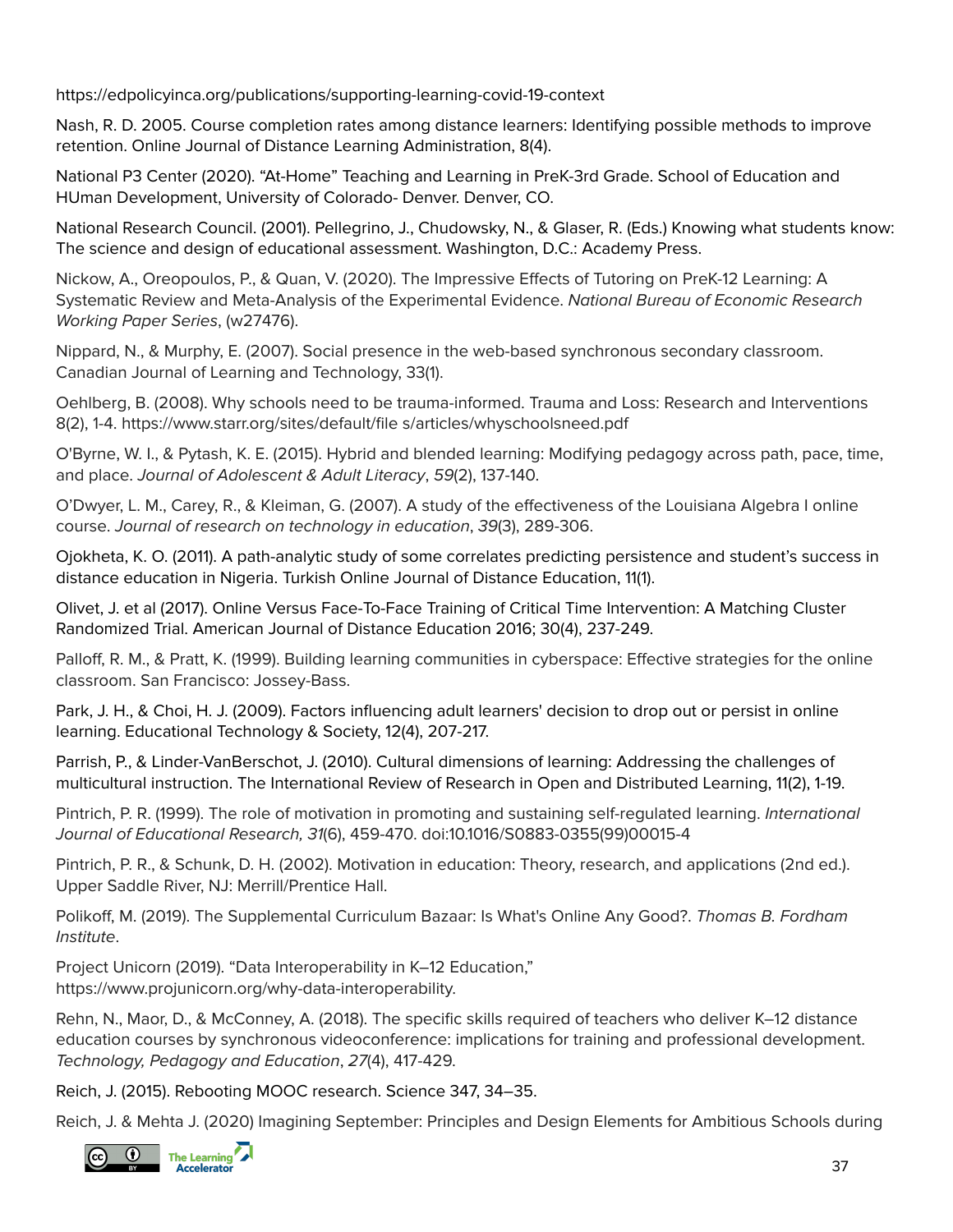https://edpolicyinca.org/publications/supporting-learning-covid-19-context

Nash, R. D. 2005. Course completion rates among distance learners: Identifying possible methods to improve retention. Online Journal of Distance Learning Administration, 8(4).

National P3 Center (2020). “At-Home” Teaching and Learning in PreK-3rd Grade. School of Education and HUman Development, University of Colorado- Denver. Denver, CO.

National Research Council. (2001). Pellegrino, J., Chudowsky, N., & Glaser, R. (Eds.) Knowing what students know: The science and design of educational assessment. Washington, D.C.: Academy Press.

Nickow, A., Oreopoulos, P., & Quan, V. (2020). The Impressive Effects of Tutoring on PreK-12 Learning: A Systematic Review and Meta-Analysis of the Experimental Evidence. *National Bureau of Economic Research Working Paper Series*, (w27476).

Nippard, N., & Murphy, E. (2007). Social presence in the web-based synchronous secondary classroom. Canadian Journal of Learning and Technology, 33(1).

Oehlberg, B. (2008). Why schools need to be trauma-informed. Trauma and Loss: Research and Interventions 8(2), 1-4. https://www.starr.org/sites/default/file s/articles/whyschoolsneed.pdf

O'Byrne, W. I., & Pytash, K. E. (2015). Hybrid and blended learning: Modifying pedagogy across path, pace, time, and place. *Journal of Adolescent & Adult Literacy*, *59*(2), 137-140.

O’Dwyer, L. M., Carey, R., & Kleiman, G. (2007). A study of the effectiveness of the Louisiana Algebra I online course. *Journal of research on technology in education*, *39*(3), 289-306.

Ojokheta, K. O. (2011). A path-analytic study of some correlates predicting persistence and student’s success in distance education in Nigeria. Turkish Online Journal of Distance Education, 11(1).

Olivet, J. et al (2017). Online Versus Face-To-Face Training of Critical Time Intervention: A Matching Cluster Randomized Trial. American Journal of Distance Education 2016; 30(4), 237-249.

Palloff, R. M., & Pratt, K. (1999). Building learning communities in cyberspace: Effective strategies for the online classroom. San Francisco: Jossey-Bass.

Park, J. H., & Choi, H. J. (2009). Factors influencing adult learners' decision to drop out or persist in online learning. Educational Technology & Society, 12(4), 207-217.

Parrish, P., & Linder-VanBerschot, J. (2010). Cultural dimensions of learning: Addressing the challenges of multicultural instruction. The International Review of Research in Open and Distributed Learning, 11(2), 1-19.

Pintrich, P. R. (1999). The role of motivation in promoting and sustaining self-regulated learning. *International Journal of Educational Research, 31*(6), 459-470. doi:10.1016/S0883-0355(99)00015-4

Pintrich, P. R., & Schunk, D. H. (2002). Motivation in education: Theory, research, and applications (2nd ed.). Upper Saddle River, NJ: Merrill/Prentice Hall.

Polikoff, M. (2019). The Supplemental Curriculum Bazaar: Is What's Online Any Good?. *Thomas B. Fordham Institute*.

Project Unicorn (2019). “Data Interoperability in K–12 Education,” https://www.projunicorn.org/why-data-interoperability.

Rehn, N., Maor, D., & McConney, A. (2018). The specific skills required of teachers who deliver K–12 distance education courses by synchronous videoconference: implications for training and professional development. *Technology, Pedagogy and Education*, *27*(4), 417-429.

Reich, J. (2015). Rebooting MOOC research. Science 347, 34–35.

Reich, J. & Mehta J. (2020) Imagining September: Principles and Design Elements for Ambitious Schools during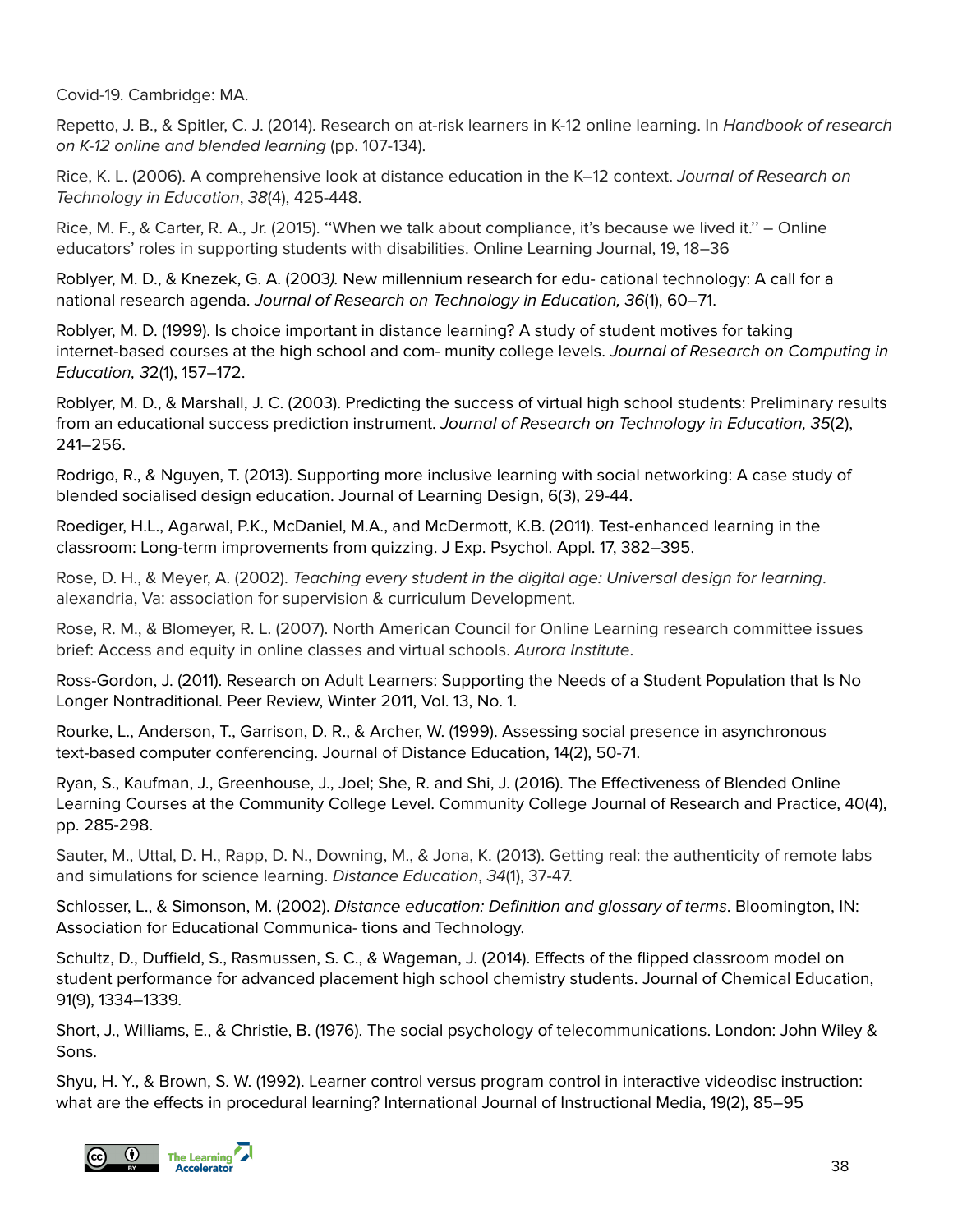Covid-19. Cambridge: MA.

Repetto, J. B., & Spitler, C. J. (2014). Research on at-risk learners in K-12 online learning. In *Handbook of research on K-12 online and blended learning* (pp. 107-134).

Rice, K. L. (2006). A comprehensive look at distance education in the K–12 context. *Journal of Research on Technology in Education*, *38*(4), 425-448.

Rice, M. F., & Carter, R. A., Jr. (2015). ''When we talk about compliance, it's because we lived it.'' – Online educators' roles in supporting students with disabilities. Online Learning Journal, 19, 18–36

Roblyer, M. D., & Knezek, G. A. (2003*).* New millennium research for edu- cational technology: A call for a national research agenda. *Journal of Research on Technology in Education, 36*(1), 60–71.

Roblyer, M. D. (1999). Is choice important in distance learning? A study of student motives for taking internet-based courses at the high school and com- munity college levels. *Journal of Research on Computing in Education, 3*2(1), 157–172.

Roblyer, M. D., & Marshall, J. C. (2003). Predicting the success of virtual high school students: Preliminary results from an educational success prediction instrument. *Journal of Research on Technology in Education, 35*(2), 241–256.

Rodrigo, R., & Nguyen, T. (2013). Supporting more inclusive learning with social networking: A case study of blended socialised design education. Journal of Learning Design, 6(3), 29-44.

Roediger, H.L., Agarwal, P.K., McDaniel, M.A., and McDermott, K.B. (2011). Test-enhanced learning in the classroom: Long-term improvements from quizzing. J Exp. Psychol. Appl. 17, 382–395.

Rose, D. H., & Meyer, A. (2002). *Teaching every student in the digital age: Universal design for learning*. alexandria, Va: association for supervision & curriculum Development.

Rose, R. M., & Blomeyer, R. L. (2007). North American Council for Online Learning research committee issues brief: Access and equity in online classes and virtual schools. *Aurora Institute*.

Ross-Gordon, J. (2011). Research on Adult Learners: Supporting the Needs of a Student Population that Is No Longer Nontraditional. Peer Review, Winter 2011, Vol. 13, No. 1.

Rourke, L., Anderson, T., Garrison, D. R., & Archer, W. (1999). Assessing social presence in asynchronous text-based computer conferencing. Journal of Distance Education, 14(2), 50-71.

Ryan, S., Kaufman, J., Greenhouse, J., Joel; She, R. and Shi, J. (2016). The Effectiveness of Blended Online Learning Courses at the Community College Level. Community College Journal of Research and Practice, 40(4), pp. 285-298.

Sauter, M., Uttal, D. H., Rapp, D. N., Downing, M., & Jona, K. (2013). Getting real: the authenticity of remote labs and simulations for science learning. *Distance Education*, *34*(1), 37-47.

Schlosser, L., & Simonson, M. (2002). *Distance education: Definition and glossary of terms*. Bloomington, IN: Association for Educational Communica- tions and Technology.

Schultz, D., Duffield, S., Rasmussen, S. C., & Wageman, J. (2014). Effects of the flipped classroom model on student performance for advanced placement high school chemistry students. Journal of Chemical Education, 91(9), 1334–1339.

Short, J., Williams, E., & Christie, B. (1976). The social psychology of telecommunications. London: John Wiley & Sons.

Shyu, H. Y., & Brown, S. W. (1992). Learner control versus program control in interactive videodisc instruction: what are the effects in procedural learning? International Journal of Instructional Media, 19(2), 85–95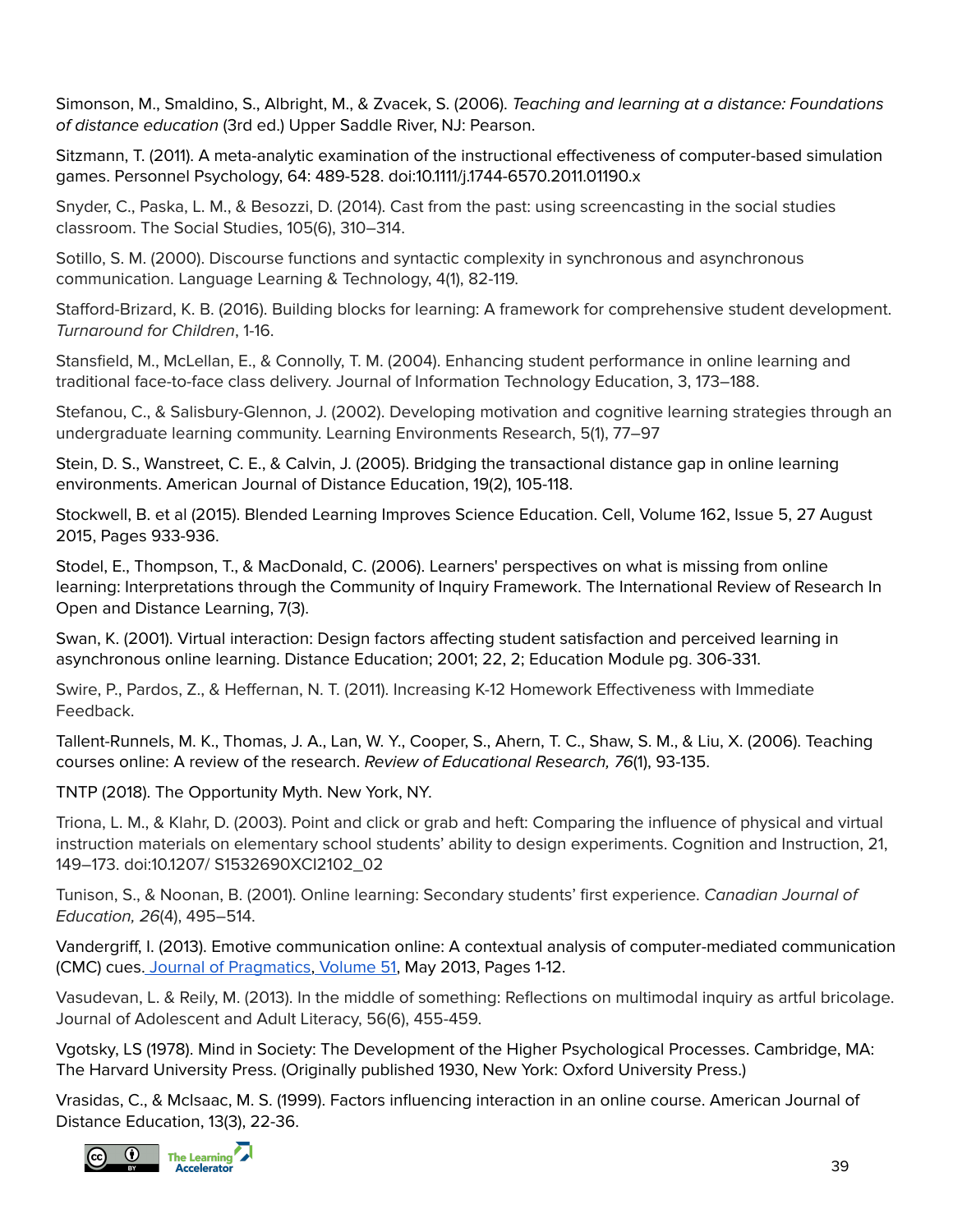Simonson, M., Smaldino, S., Albright, M., & Zvacek, S. (2006). *Teaching and learning at a distance: Foundations of distance education* (3rd ed.) Upper Saddle River, NJ: Pearson.

Sitzmann, T. (2011). A meta-analytic examination of the instructional effectiveness of computer-based simulation games. Personnel Psychology, 64: 489-528. doi:10.1111/j.1744-6570.2011.01190.x

Snyder, C., Paska, L. M., & Besozzi, D. (2014). Cast from the past: using screencasting in the social studies classroom. The Social Studies, 105(6), 310–314.

Sotillo, S. M. (2000). Discourse functions and syntactic complexity in synchronous and asynchronous communication. Language Learning & Technology, 4(1), 82-119.

Stafford-Brizard, K. B. (2016). Building blocks for learning: A framework for comprehensive student development. *Turnaround for Children*, 1-16.

Stansfield, M., McLellan, E., & Connolly, T. M. (2004). Enhancing student performance in online learning and traditional face-to-face class delivery. Journal of Information Technology Education, 3, 173–188.

Stefanou, C., & Salisbury-Glennon, J. (2002). Developing motivation and cognitive learning strategies through an undergraduate learning community. Learning Environments Research, 5(1), 77–97

Stein, D. S., Wanstreet, C. E., & Calvin, J. (2005). Bridging the transactional distance gap in online learning environments. American Journal of Distance Education, 19(2), 105-118.

Stockwell, B. et al (2015). Blended Learning Improves Science Education. Cell, Volume 162, Issue 5, 27 August 2015, Pages 933-936.

Stodel, E., Thompson, T., & MacDonald, C. (2006). Learners' perspectives on what is missing from online learning: Interpretations through the Community of Inquiry Framework. The International Review of Research In Open and Distance Learning, 7(3).

Swan, K. (2001). Virtual interaction: Design factors affecting student satisfaction and perceived learning in asynchronous online learning. Distance Education; 2001; 22, 2; Education Module pg. 306-331.

Swire, P., Pardos, Z., & Heffernan, N. T. (2011). Increasing K-12 Homework Effectiveness with Immediate Feedback.

Tallent-Runnels, M. K., Thomas, J. A., Lan, W. Y., Cooper, S., Ahern, T. C., Shaw, S. M., & Liu, X. (2006). Teaching courses online: A review of the research. *Review of Educational Research, 76*(1), 93-135.

TNTP (2018). The Opportunity Myth. New York, NY.

Triona, L. M., & Klahr, D. (2003). Point and click or grab and heft: Comparing the influence of physical and virtual instruction materials on elementary school students' ability to design experiments. Cognition and Instruction, 21, 149–173. doi:10.1207/ S1532690XCI2102_02

Tunison, S., & Noonan, B. (2001). Online learning: Secondary students' first experience. *Canadian Journal of Education, 26*(4), 495–514.

Vandergriff, I. (2013). Emotive communication online: A contextual analysis of computer-mediated communication (CMC) cues. Journal of Pragmatics, Volume 51, May 2013, Pages 1-12.

Vasudevan, L. & Reily, M. (2013). In the middle of something: Reflections on multimodal inquiry as artful bricolage. Journal of Adolescent and Adult Literacy, 56(6), 455-459.

Vgotsky, LS (1978). Mind in Society: The Development of the Higher Psychological Processes. Cambridge, MA: The Harvard University Press. (Originally published 1930, New York: Oxford University Press.)

Vrasidas, C., & McIsaac, M. S. (1999). Factors influencing interaction in an online course. American Journal of Distance Education, 13(3), 22-36.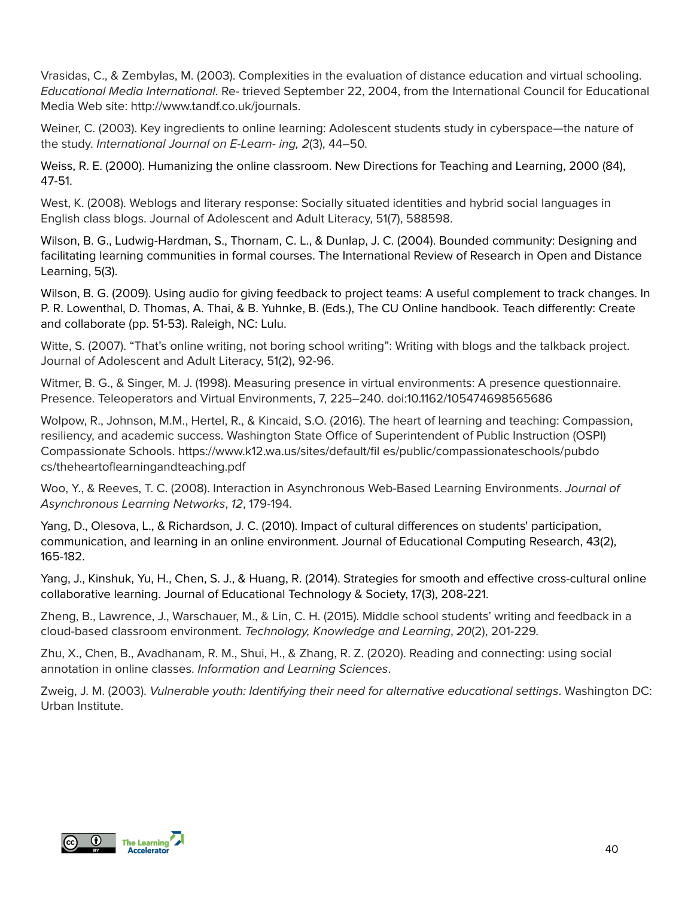Vrasidas, C., & Zembylas, M. (2003). Complexities in the evaluation of distance education and virtual schooling. *Educational Media International*. Re- trieved September 22, 2004, from the International Council for Educational Media Web site: http://www.tandf.co.uk/journals.

Weiner, C. (2003). Key ingredients to online learning: Adolescent students study in cyberspace—the nature of the study. *International Journal on E-Learn- ing, 2*(3), 44–50.

Weiss, R. E. (2000). Humanizing the online classroom. New Directions for Teaching and Learning, 2000 (84), 47-51.

West, K. (2008). Weblogs and literary response: Socially situated identities and hybrid social languages in English class blogs. Journal of Adolescent and Adult Literacy, 51(7), 588598.

Wilson, B. G., Ludwig-Hardman, S., Thornam, C. L., & Dunlap, J. C. (2004). Bounded community: Designing and facilitating learning communities in formal courses. The International Review of Research in Open and Distance Learning, 5(3).

Wilson, B. G. (2009). Using audio for giving feedback to project teams: A useful complement to track changes. In P. R. Lowenthal, D. Thomas, A. Thai, & B. Yuhnke, B. (Eds.), The CU Online handbook. Teach differently: Create and collaborate (pp. 51-53). Raleigh, NC: Lulu.

Witte, S. (2007). "That's online writing, not boring school writing": Writing with blogs and the talkback project. Journal of Adolescent and Adult Literacy, 51(2), 92-96.

Witmer, B. G., & Singer, M. J. (1998). Measuring presence in virtual environments: A presence questionnaire. Presence. Teleoperators and Virtual Environments, 7, 225–240. doi:10.1162/105474698565686

Wolpow, R., Johnson, M.M., Hertel, R., & Kincaid, S.O. (2016). The heart of learning and teaching: Compassion, resiliency, and academic success. Washington State Office of Superintendent of Public Instruction (OSPI) Compassionate Schools. https://www.k12.wa.us/sites/default/fil es/public/compassionateschools/pubdo cs/theheartoflearningandteaching.pdf

Woo, Y., & Reeves, T. C. (2008). Interaction in Asynchronous Web-Based Learning Environments. *Journal of Asynchronous Learning Networks*, *12*, 179-194.

Yang, D., Olesova, L., & Richardson, J. C. (2010). Impact of cultural differences on students' participation, communication, and learning in an online environment. Journal of Educational Computing Research, 43(2), 165-182.

Yang, J., Kinshuk, Yu, H., Chen, S. J., & Huang, R. (2014). Strategies for smooth and effective cross-cultural online collaborative learning. Journal of Educational Technology & Society, 17(3), 208-221.

Zheng, B., Lawrence, J., Warschauer, M., & Lin, C. H. (2015). Middle school students' writing and feedback in a cloud-based classroom environment. *Technology, Knowledge and Learning*, *20*(2), 201-229.

Zhu, X., Chen, B., Avadhanam, R. M., Shui, H., & Zhang, R. Z. (2020). Reading and connecting: using social annotation in online classes. *Information and Learning Sciences*.

Zweig, J. M. (2003). *Vulnerable youth: Identifying their need for alternative educational settings*. Washington DC: Urban Institute.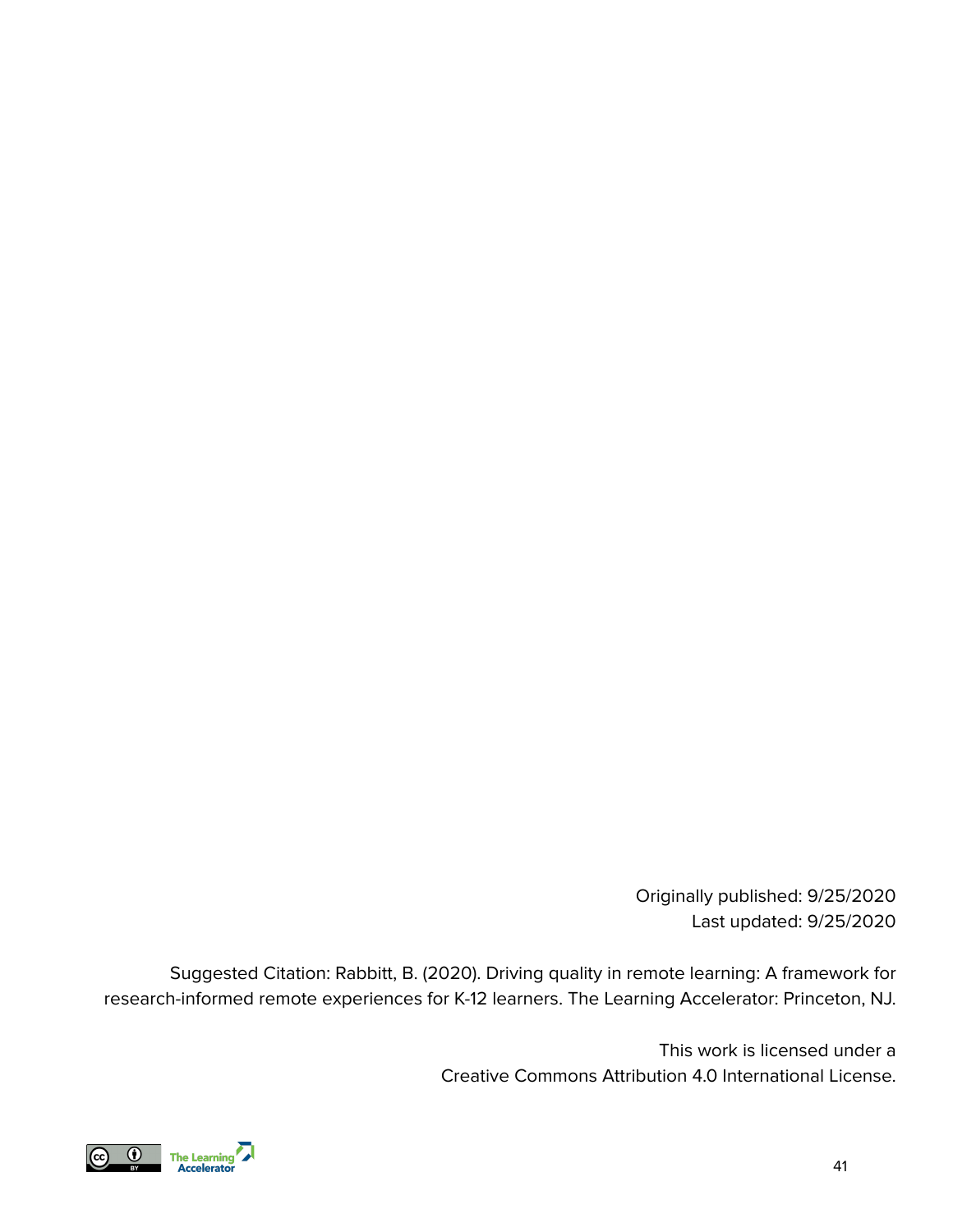Originally published: 9/25/2020
Last updated: 9/25/2020

Suggested Citation: Rabbitt, B. (2020). Driving quality in remote learning: A framework for research-informed remote experiences for K-12 learners. The Learning Accelerator: Princeton, NJ.

This work is licensed under a
Creative Commons Attribution 4.0 International License.